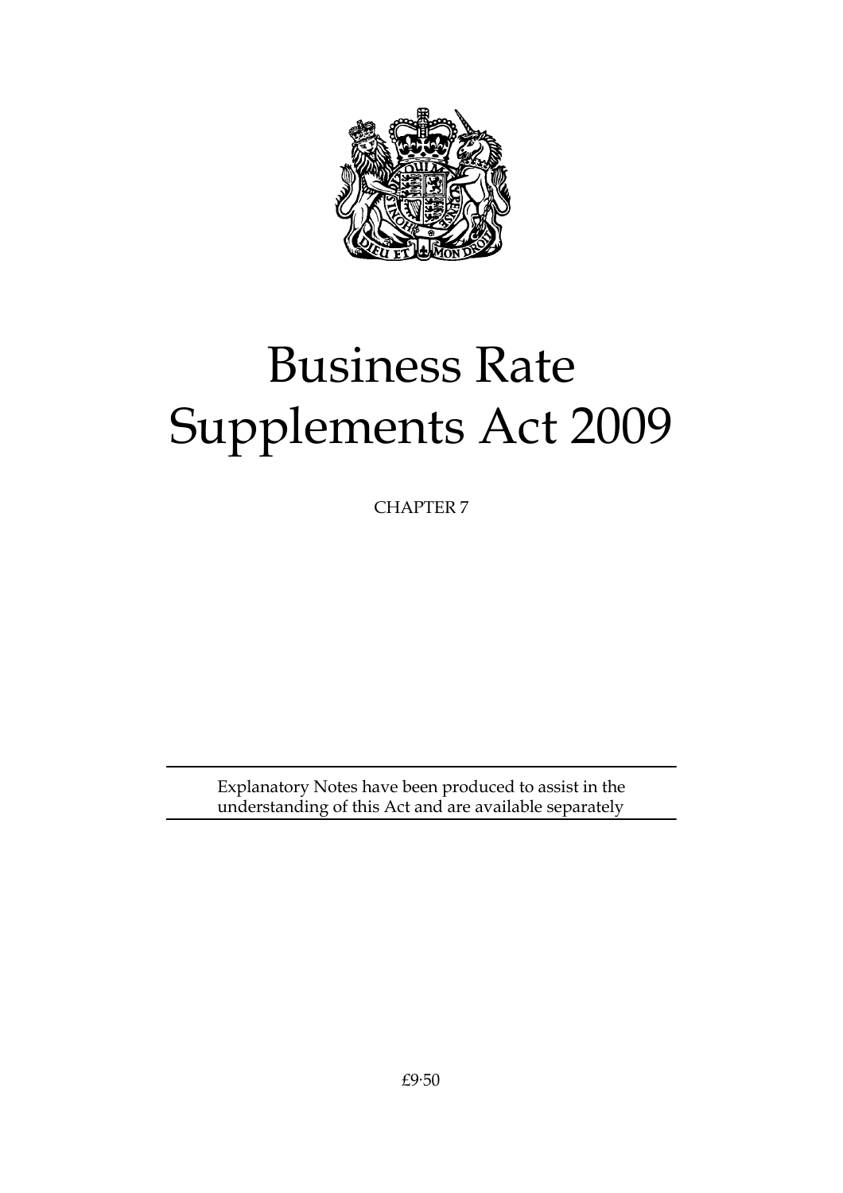# Business Rate Supplements Act 2009

CHAPTER 7

Explanatory Notes have been produced to assist in the understanding of this Act and are available separately

£9·50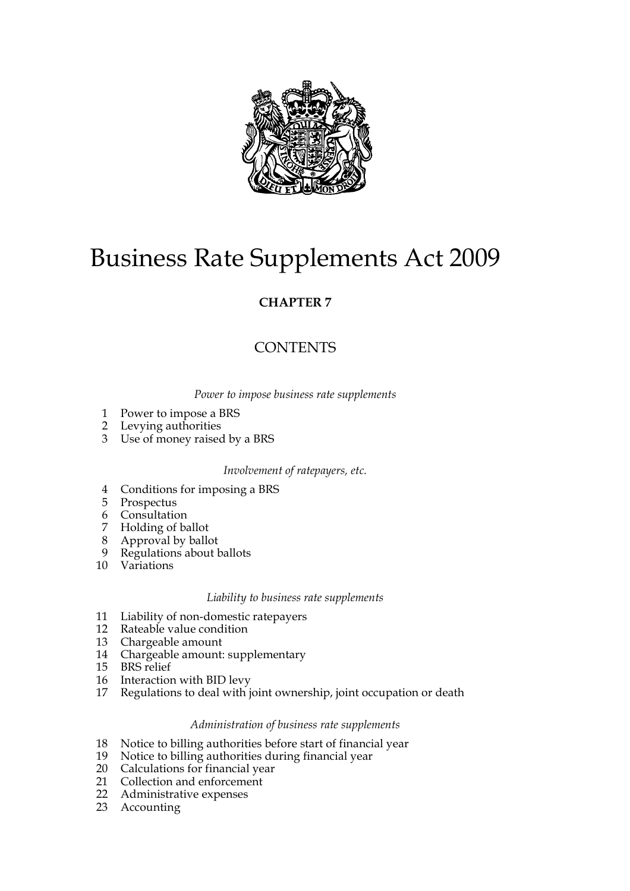# Business Rate Supplements Act 2009

**CHAPTER 7**

## CONTENTS

*Power to impose business rate supplements*

1. Power to impose a BRS
2. Levying authorities
3. Use of money raised by a BRS

*Involvement of ratepayers, etc.*

4. Conditions for imposing a BRS
5. Prospectus
6. Consultation
7. Holding of ballot
8. Approval by ballot
9. Regulations about ballots
10. Variations

*Liability to business rate supplements*

11. Liability of non-domestic ratepayers
12. Rateable value condition
13. Chargeable amount
14. Chargeable amount: supplementary
15. BRS relief
16. Interaction with BID levy
17. Regulations to deal with joint ownership, joint occupation or death

*Administration of business rate supplements*

18. Notice to billing authorities before start of financial year
19. Notice to billing authorities during financial year
20. Calculations for financial year
21. Collection and enforcement
22. Administrative expenses
23. Accounting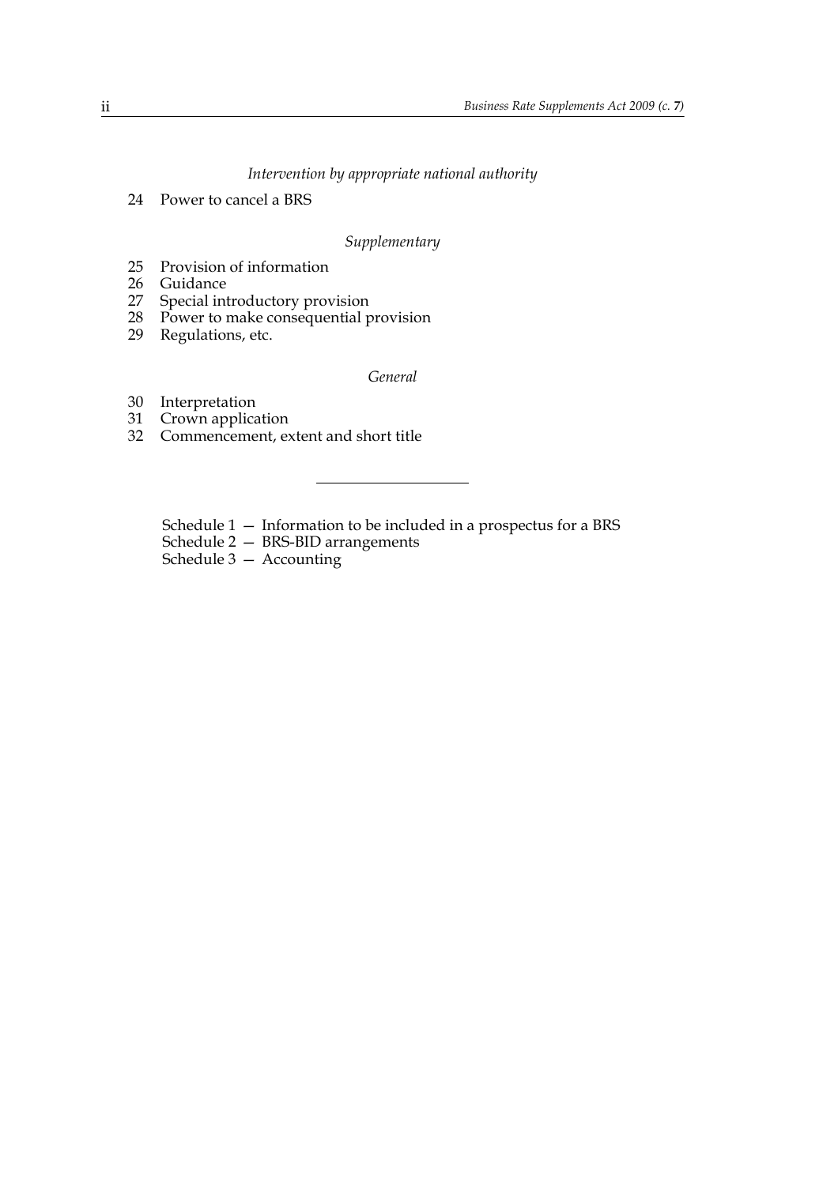*Intervention by appropriate national authority*

24 Power to cancel a BRS

*Supplementary*

25 Provision of information
26 Guidance
27 Special introductory provision
28 Power to make consequential provision
29 Regulations, etc.

*General*

30 Interpretation
31 Crown application
32 Commencement, extent and short title

---

Schedule 1 — Information to be included in a prospectus for a BRS
Schedule 2 — BRS-BID arrangements
Schedule 3 — Accounting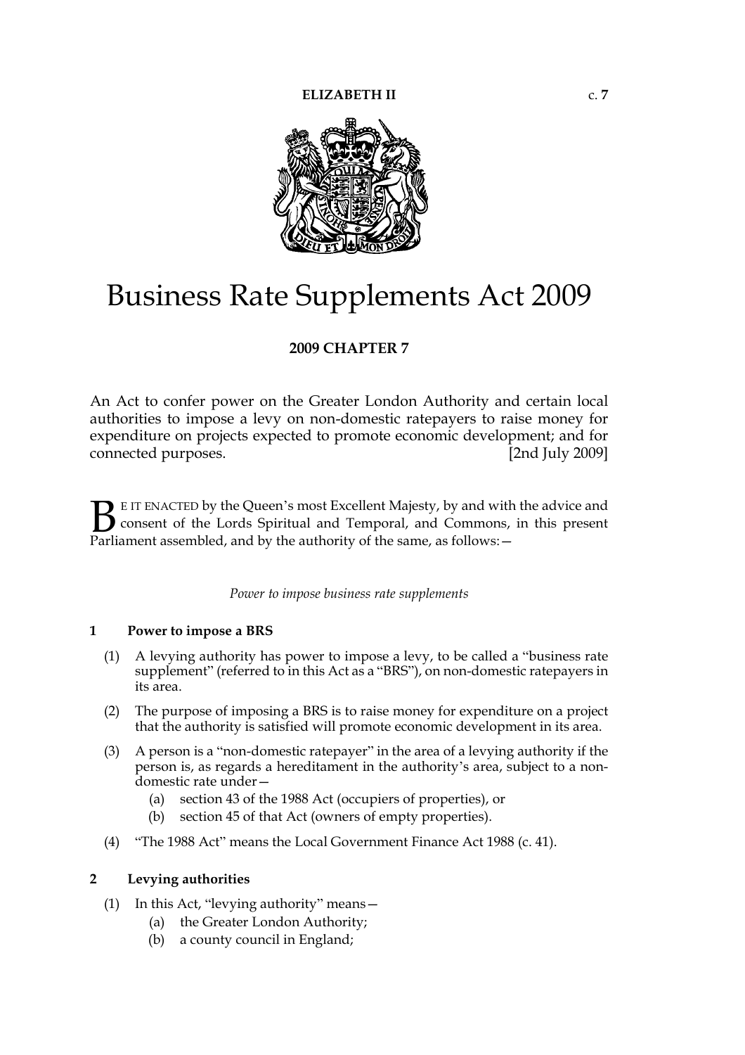**ELIZABETH II** c. **7**

# Business Rate Supplements Act 2009

**2009 CHAPTER 7**

An Act to confer power on the Greater London Authority and certain local authorities to impose a levy on non-domestic ratepayers to raise money for expenditure on projects expected to promote economic development; and for connected purposes. [2nd July 2009]

BE IT ENACTED by the Queen's most Excellent Majesty, by and with the advice and consent of the Lords Spiritual and Temporal, and Commons, in this present Parliament assembled, and by the authority of the same, as follows:—

*Power to impose business rate supplements*

## 1 Power to impose a BRS

(1) A levying authority has power to impose a levy, to be called a "business rate supplement" (referred to in this Act as a "BRS"), on non-domestic ratepayers in its area.

(2) The purpose of imposing a BRS is to raise money for expenditure on a project that the authority is satisfied will promote economic development in its area.

(3) A person is a "non-domestic ratepayer" in the area of a levying authority if the person is, as regards a hereditament in the authority's area, subject to a non-domestic rate under—

- (a) section 43 of the 1988 Act (occupiers of properties), or
- (b) section 45 of that Act (owners of empty properties).

(4) "The 1988 Act" means the Local Government Finance Act 1988 (c. 41).

## 2 Levying authorities

(1) In this Act, "levying authority" means—

- (a) the Greater London Authority;
- (b) a county council in England;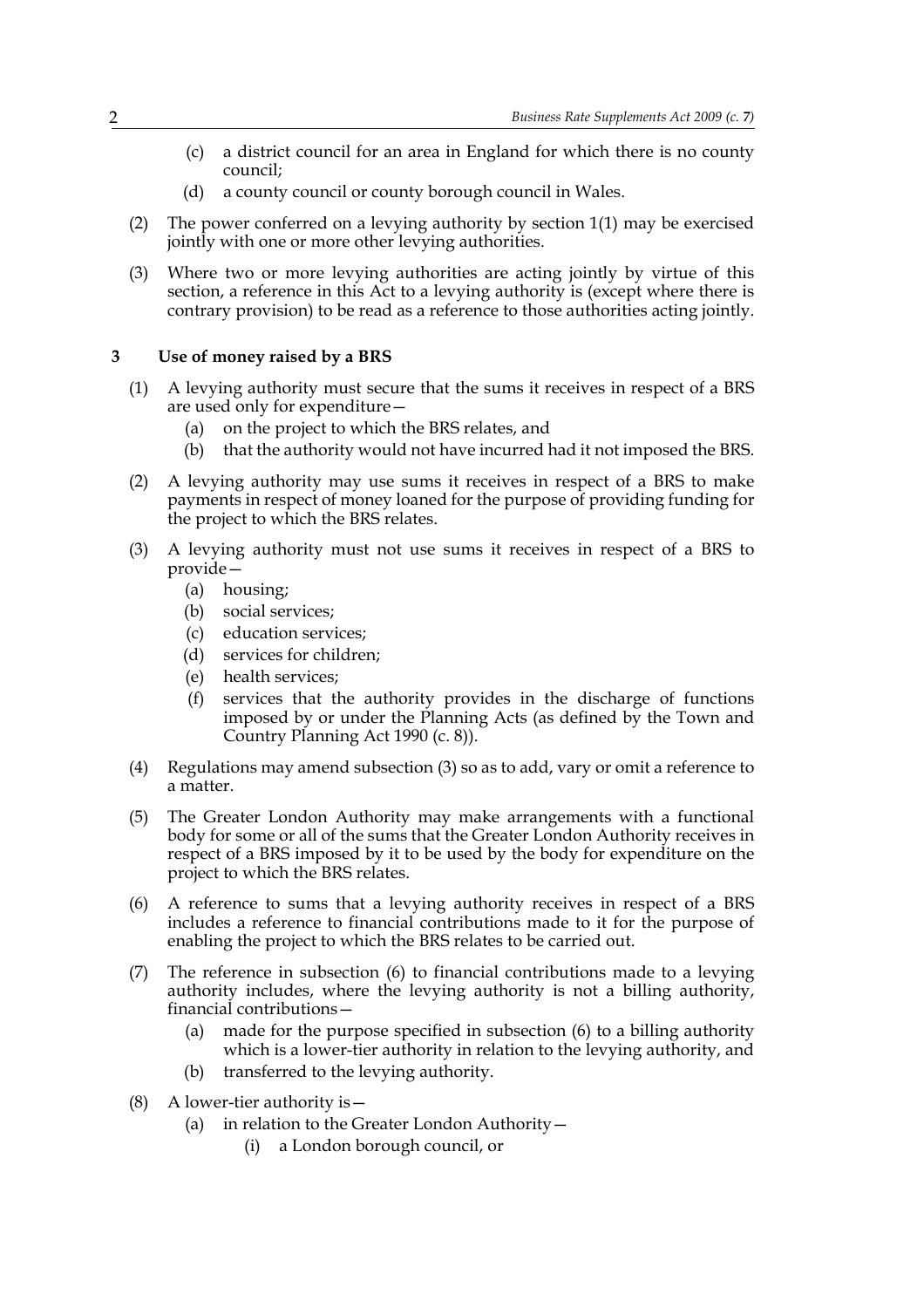(c) a district council for an area in England for which there is no county council;

(d) a county council or county borough council in Wales.

(2) The power conferred on a levying authority by section 1(1) may be exercised jointly with one or more other levying authorities.

(3) Where two or more levying authorities are acting jointly by virtue of this section, a reference in this Act to a levying authority is (except where there is contrary provision) to be read as a reference to those authorities acting jointly.

### 3 Use of money raised by a BRS

(1) A levying authority must secure that the sums it receives in respect of a BRS are used only for expenditure—

(a) on the project to which the BRS relates, and

(b) that the authority would not have incurred had it not imposed the BRS.

(2) A levying authority may use sums it receives in respect of a BRS to make payments in respect of money loaned for the purpose of providing funding for the project to which the BRS relates.

(3) A levying authority must not use sums it receives in respect of a BRS to provide—

(a) housing;

(b) social services;

(c) education services;

(d) services for children;

(e) health services;

(f) services that the authority provides in the discharge of functions imposed by or under the Planning Acts (as defined by the Town and Country Planning Act 1990 (c. 8)).

(4) Regulations may amend subsection (3) so as to add, vary or omit a reference to a matter.

(5) The Greater London Authority may make arrangements with a functional body for some or all of the sums that the Greater London Authority receives in respect of a BRS imposed by it to be used by the body for expenditure on the project to which the BRS relates.

(6) A reference to sums that a levying authority receives in respect of a BRS includes a reference to financial contributions made to it for the purpose of enabling the project to which the BRS relates to be carried out.

(7) The reference in subsection (6) to financial contributions made to a levying authority includes, where the levying authority is not a billing authority, financial contributions—

(a) made for the purpose specified in subsection (6) to a billing authority which is a lower-tier authority in relation to the levying authority, and

(b) transferred to the levying authority.

(8) A lower-tier authority is—

(a) in relation to the Greater London Authority—

(i) a London borough council, or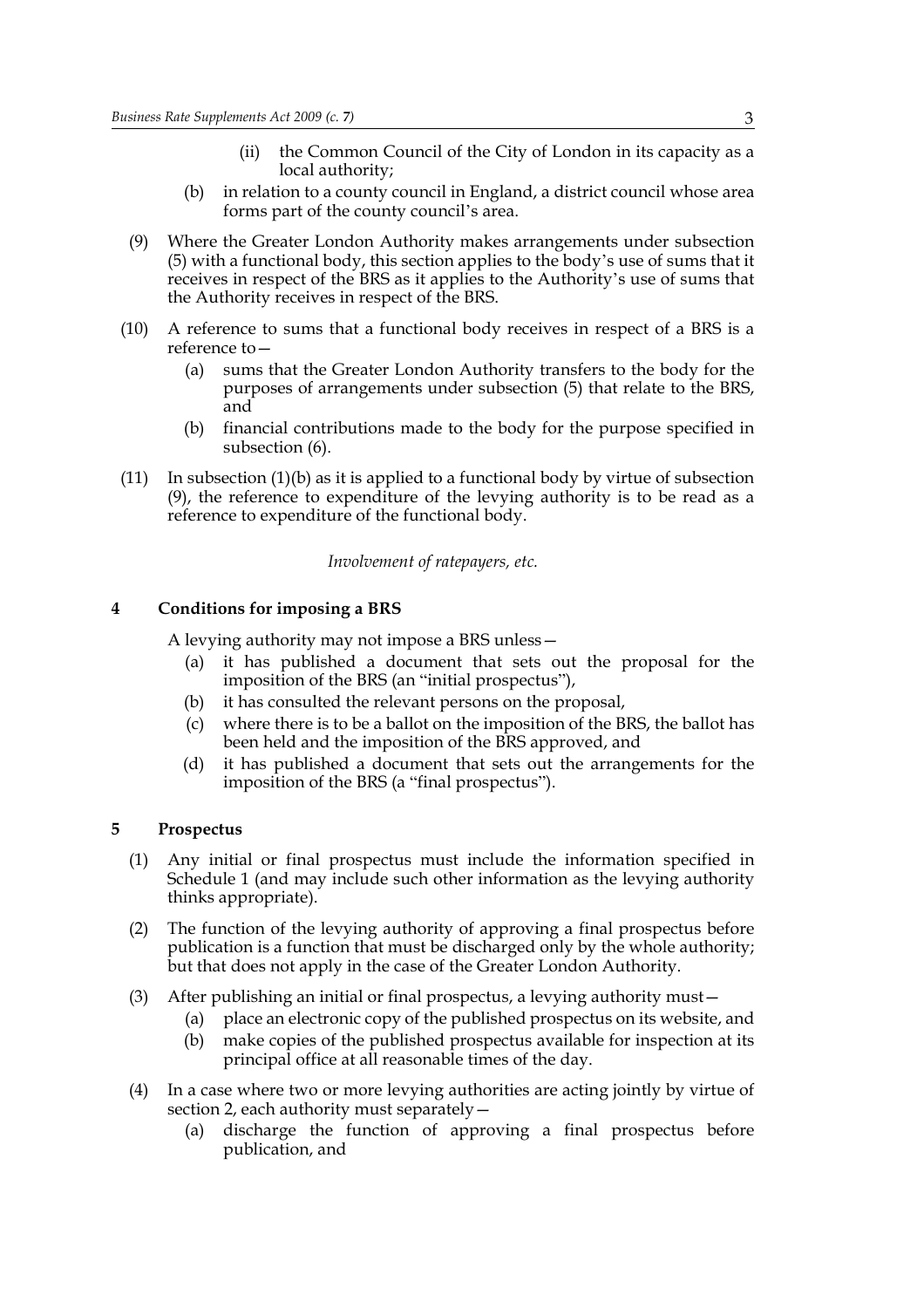(ii) the Common Council of the City of London in its capacity as a local authority;

(b) in relation to a county council in England, a district council whose area forms part of the county council's area.

(9) Where the Greater London Authority makes arrangements under subsection (5) with a functional body, this section applies to the body's use of sums that it receives in respect of the BRS as it applies to the Authority's use of sums that the Authority receives in respect of the BRS.

(10) A reference to sums that a functional body receives in respect of a BRS is a reference to—

(a) sums that the Greater London Authority transfers to the body for the purposes of arrangements under subsection (5) that relate to the BRS, and

(b) financial contributions made to the body for the purpose specified in subsection (6).

(11) In subsection (1)(b) as it is applied to a functional body by virtue of subsection (9), the reference to expenditure of the levying authority is to be read as a reference to expenditure of the functional body.

*Involvement of ratepayers, etc.*

### 4 Conditions for imposing a BRS

A levying authority may not impose a BRS unless—

(a) it has published a document that sets out the proposal for the imposition of the BRS (an "initial prospectus"),

(b) it has consulted the relevant persons on the proposal,

(c) where there is to be a ballot on the imposition of the BRS, the ballot has been held and the imposition of the BRS approved, and

(d) it has published a document that sets out the arrangements for the imposition of the BRS (a "final prospectus").

### 5 Prospectus

(1) Any initial or final prospectus must include the information specified in Schedule 1 (and may include such other information as the levying authority thinks appropriate).

(2) The function of the levying authority of approving a final prospectus before publication is a function that must be discharged only by the whole authority; but that does not apply in the case of the Greater London Authority.

(3) After publishing an initial or final prospectus, a levying authority must—

(a) place an electronic copy of the published prospectus on its website, and

(b) make copies of the published prospectus available for inspection at its principal office at all reasonable times of the day.

(4) In a case where two or more levying authorities are acting jointly by virtue of section 2, each authority must separately—

(a) discharge the function of approving a final prospectus before publication, and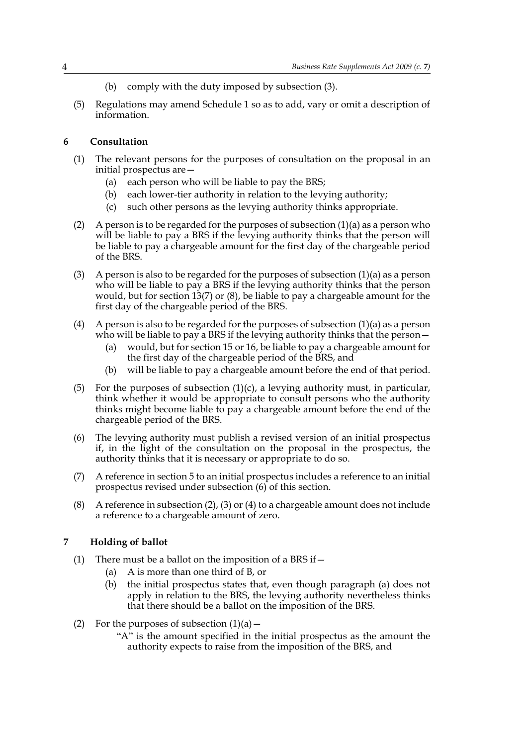(b) comply with the duty imposed by subsection (3).

(5) Regulations may amend Schedule 1 so as to add, vary or omit a description of information.

## 6 Consultation

(1) The relevant persons for the purposes of consultation on the proposal in an initial prospectus are—

(a) each person who will be liable to pay the BRS;

(b) each lower-tier authority in relation to the levying authority;

(c) such other persons as the levying authority thinks appropriate.

(2) A person is to be regarded for the purposes of subsection (1)(a) as a person who will be liable to pay a BRS if the levying authority thinks that the person will be liable to pay a chargeable amount for the first day of the chargeable period of the BRS.

(3) A person is also to be regarded for the purposes of subsection (1)(a) as a person who will be liable to pay a BRS if the levying authority thinks that the person would, but for section 13(7) or (8), be liable to pay a chargeable amount for the first day of the chargeable period of the BRS.

(4) A person is also to be regarded for the purposes of subsection (1)(a) as a person who will be liable to pay a BRS if the levying authority thinks that the person—

(a) would, but for section 15 or 16, be liable to pay a chargeable amount for the first day of the chargeable period of the BRS, and

(b) will be liable to pay a chargeable amount before the end of that period.

(5) For the purposes of subsection (1)(c), a levying authority must, in particular, think whether it would be appropriate to consult persons who the authority thinks might become liable to pay a chargeable amount before the end of the chargeable period of the BRS.

(6) The levying authority must publish a revised version of an initial prospectus if, in the light of the consultation on the proposal in the prospectus, the authority thinks that it is necessary or appropriate to do so.

(7) A reference in section 5 to an initial prospectus includes a reference to an initial prospectus revised under subsection (6) of this section.

(8) A reference in subsection (2), (3) or (4) to a chargeable amount does not include a reference to a chargeable amount of zero.

## 7 Holding of ballot

(1) There must be a ballot on the imposition of a BRS if—

(a) A is more than one third of B, or

(b) the initial prospectus states that, even though paragraph (a) does not apply in relation to the BRS, the levying authority nevertheless thinks that there should be a ballot on the imposition of the BRS.

(2) For the purposes of subsection (1)(a)—

"A" is the amount specified in the initial prospectus as the amount the authority expects to raise from the imposition of the BRS, and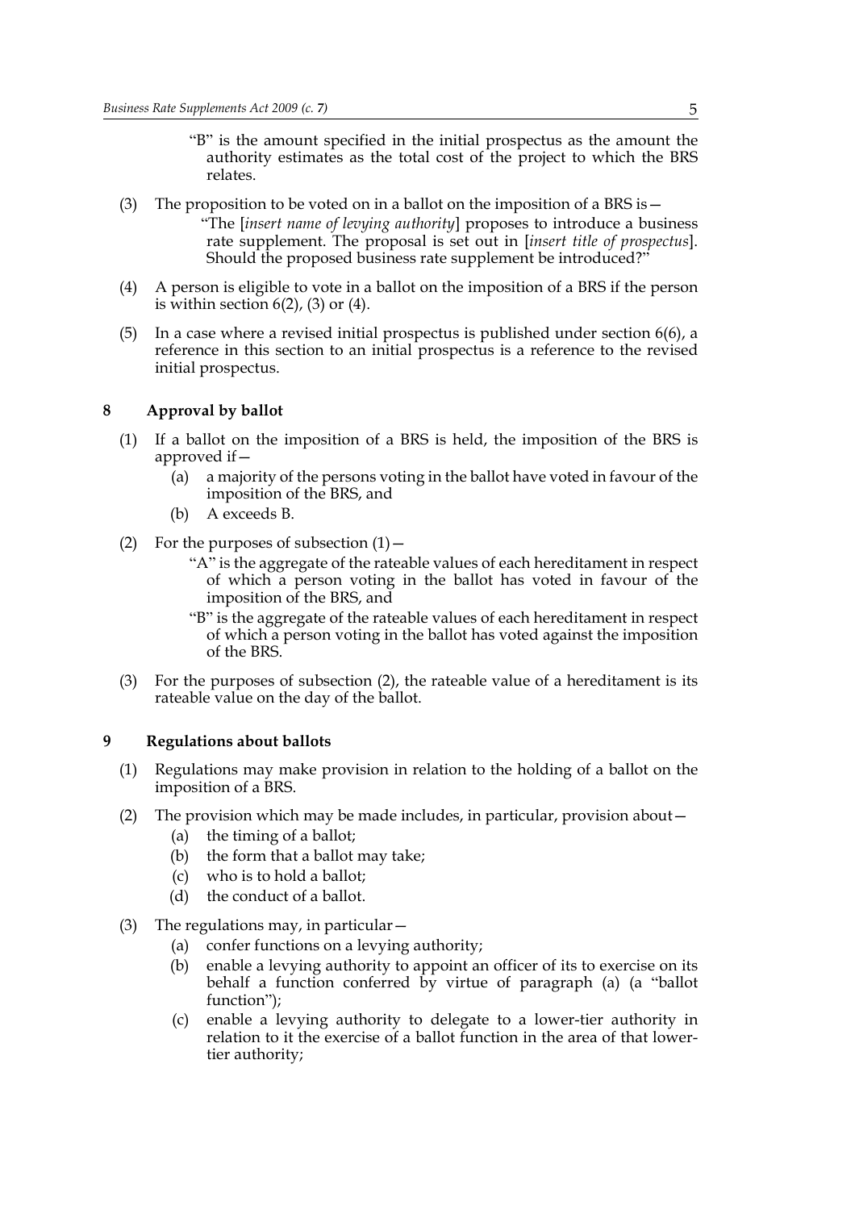"B" is the amount specified in the initial prospectus as the amount the authority estimates as the total cost of the project to which the BRS relates.

(3) The proposition to be voted on in a ballot on the imposition of a BRS is—

"The [*insert name of levying authority*] proposes to introduce a business rate supplement. The proposal is set out in [*insert title of prospectus*]. Should the proposed business rate supplement be introduced?"

(4) A person is eligible to vote in a ballot on the imposition of a BRS if the person is within section 6(2), (3) or (4).

(5) In a case where a revised initial prospectus is published under section 6(6), a reference in this section to an initial prospectus is a reference to the revised initial prospectus.

## 8 Approval by ballot

(1) If a ballot on the imposition of a BRS is held, the imposition of the BRS is approved if—

(a) a majority of the persons voting in the ballot have voted in favour of the imposition of the BRS, and

(b) A exceeds B.

(2) For the purposes of subsection (1)—

"A" is the aggregate of the rateable values of each hereditament in respect of which a person voting in the ballot has voted in favour of the imposition of the BRS, and

"B" is the aggregate of the rateable values of each hereditament in respect of which a person voting in the ballot has voted against the imposition of the BRS.

(3) For the purposes of subsection (2), the rateable value of a hereditament is its rateable value on the day of the ballot.

## 9 Regulations about ballots

(1) Regulations may make provision in relation to the holding of a ballot on the imposition of a BRS.

(2) The provision which may be made includes, in particular, provision about—

(a) the timing of a ballot;

(b) the form that a ballot may take;

(c) who is to hold a ballot;

(d) the conduct of a ballot.

(3) The regulations may, in particular—

(a) confer functions on a levying authority;

(b) enable a levying authority to appoint an officer of its to exercise on its behalf a function conferred by virtue of paragraph (a) (a "ballot function");

(c) enable a levying authority to delegate to a lower-tier authority in relation to it the exercise of a ballot function in the area of that lower-tier authority;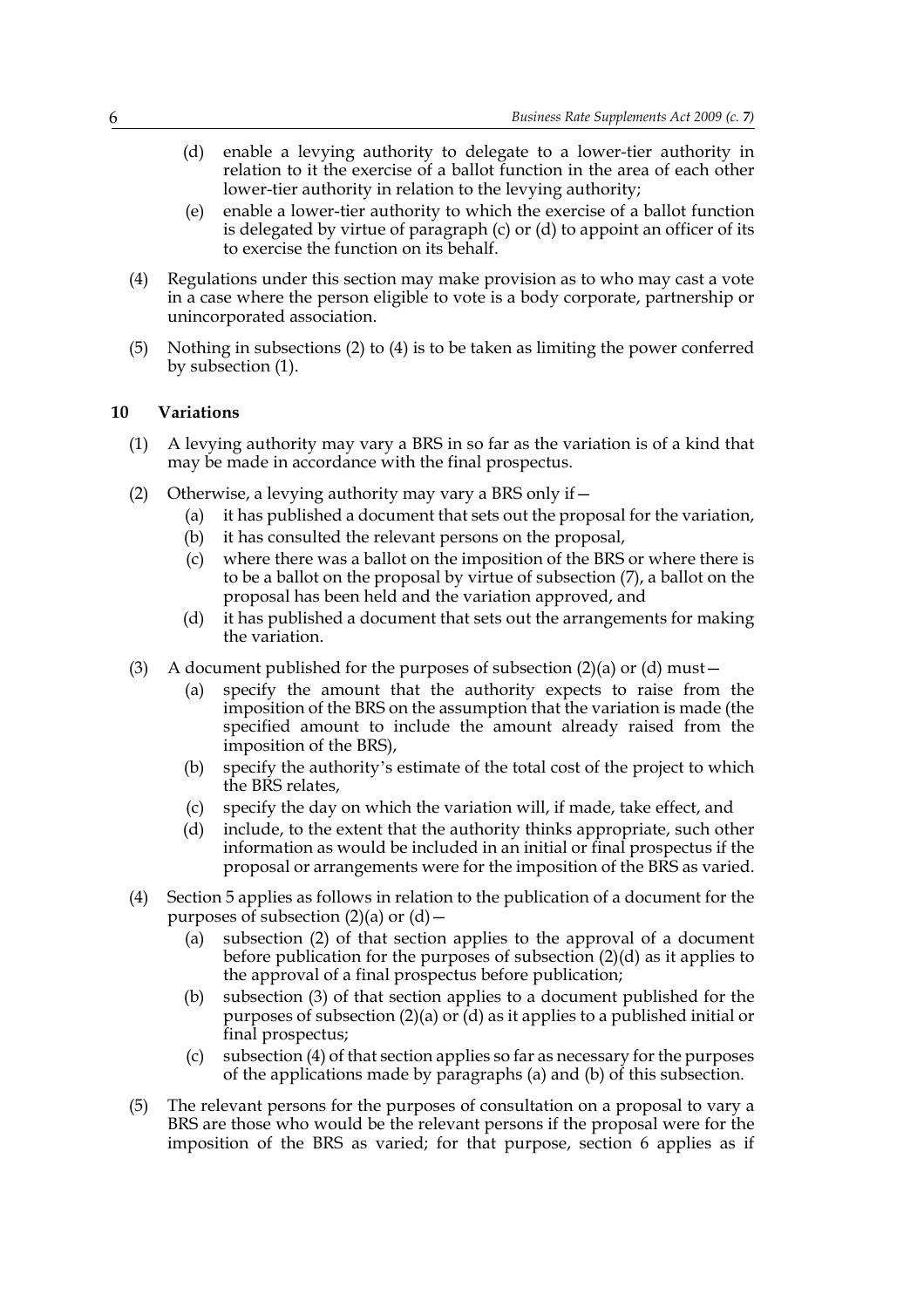(d) enable a levying authority to delegate to a lower-tier authority in relation to it the exercise of a ballot function in the area of each other lower-tier authority in relation to the levying authority;

(e) enable a lower-tier authority to which the exercise of a ballot function is delegated by virtue of paragraph (c) or (d) to appoint an officer of its to exercise the function on its behalf.

(4) Regulations under this section may make provision as to who may cast a vote in a case where the person eligible to vote is a body corporate, partnership or unincorporated association.

(5) Nothing in subsections (2) to (4) is to be taken as limiting the power conferred by subsection (1).

## 10 Variations

(1) A levying authority may vary a BRS in so far as the variation is of a kind that may be made in accordance with the final prospectus.

(2) Otherwise, a levying authority may vary a BRS only if—

(a) it has published a document that sets out the proposal for the variation,

(b) it has consulted the relevant persons on the proposal,

(c) where there was a ballot on the imposition of the BRS or where there is to be a ballot on the proposal by virtue of subsection (7), a ballot on the proposal has been held and the variation approved, and

(d) it has published a document that sets out the arrangements for making the variation.

(3) A document published for the purposes of subsection (2)(a) or (d) must—

(a) specify the amount that the authority expects to raise from the imposition of the BRS on the assumption that the variation is made (the specified amount to include the amount already raised from the imposition of the BRS),

(b) specify the authority's estimate of the total cost of the project to which the BRS relates,

(c) specify the day on which the variation will, if made, take effect, and

(d) include, to the extent that the authority thinks appropriate, such other information as would be included in an initial or final prospectus if the proposal or arrangements were for the imposition of the BRS as varied.

(4) Section 5 applies as follows in relation to the publication of a document for the purposes of subsection (2)(a) or (d)—

(a) subsection (2) of that section applies to the approval of a document before publication for the purposes of subsection (2)(d) as it applies to the approval of a final prospectus before publication;

(b) subsection (3) of that section applies to a document published for the purposes of subsection (2)(a) or (d) as it applies to a published initial or final prospectus;

(c) subsection (4) of that section applies so far as necessary for the purposes of the applications made by paragraphs (a) and (b) of this subsection.

(5) The relevant persons for the purposes of consultation on a proposal to vary a BRS are those who would be the relevant persons if the proposal were for the imposition of the BRS as varied; for that purpose, section 6 applies as if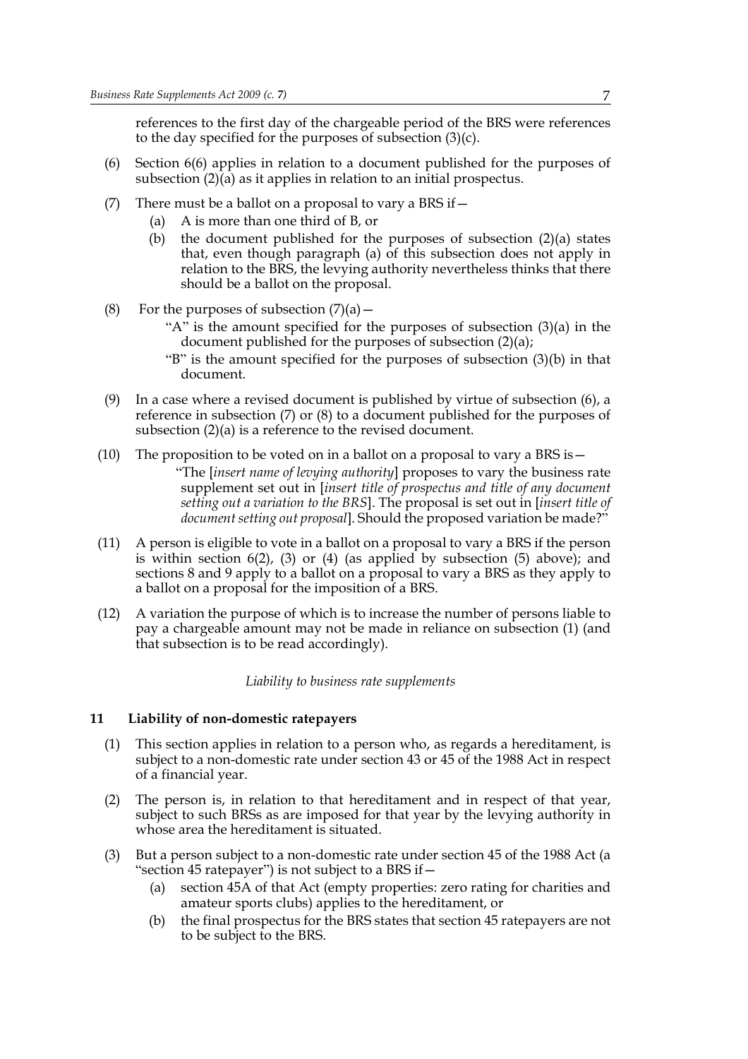references to the first day of the chargeable period of the BRS were references to the day specified for the purposes of subsection (3)(c).

(6) Section 6(6) applies in relation to a document published for the purposes of subsection (2)(a) as it applies in relation to an initial prospectus.

(7) There must be a ballot on a proposal to vary a BRS if—

(a) A is more than one third of B, or

(b) the document published for the purposes of subsection (2)(a) states that, even though paragraph (a) of this subsection does not apply in relation to the BRS, the levying authority nevertheless thinks that there should be a ballot on the proposal.

(8) For the purposes of subsection (7)(a)—

"A" is the amount specified for the purposes of subsection (3)(a) in the document published for the purposes of subsection (2)(a);

"B" is the amount specified for the purposes of subsection (3)(b) in that document.

(9) In a case where a revised document is published by virtue of subsection (6), a reference in subsection (7) or (8) to a document published for the purposes of subsection (2)(a) is a reference to the revised document.

(10) The proposition to be voted on in a ballot on a proposal to vary a BRS is—

"The [*insert name of levying authority*] proposes to vary the business rate supplement set out in [*insert title of prospectus and title of any document setting out a variation to the BRS*]. The proposal is set out in [*insert title of document setting out proposal*]. Should the proposed variation be made?"

(11) A person is eligible to vote in a ballot on a proposal to vary a BRS if the person is within section 6(2), (3) or (4) (as applied by subsection (5) above); and sections 8 and 9 apply to a ballot on a proposal to vary a BRS as they apply to a ballot on a proposal for the imposition of a BRS.

(12) A variation the purpose of which is to increase the number of persons liable to pay a chargeable amount may not be made in reliance on subsection (1) (and that subsection is to be read accordingly).

*Liability to business rate supplements*

### 11 Liability of non-domestic ratepayers

(1) This section applies in relation to a person who, as regards a hereditament, is subject to a non-domestic rate under section 43 or 45 of the 1988 Act in respect of a financial year.

(2) The person is, in relation to that hereditament and in respect of that year, subject to such BRSs as are imposed for that year by the levying authority in whose area the hereditament is situated.

(3) But a person subject to a non-domestic rate under section 45 of the 1988 Act (a "section 45 ratepayer") is not subject to a BRS if—

(a) section 45A of that Act (empty properties: zero rating for charities and amateur sports clubs) applies to the hereditament, or

(b) the final prospectus for the BRS states that section 45 ratepayers are not to be subject to the BRS.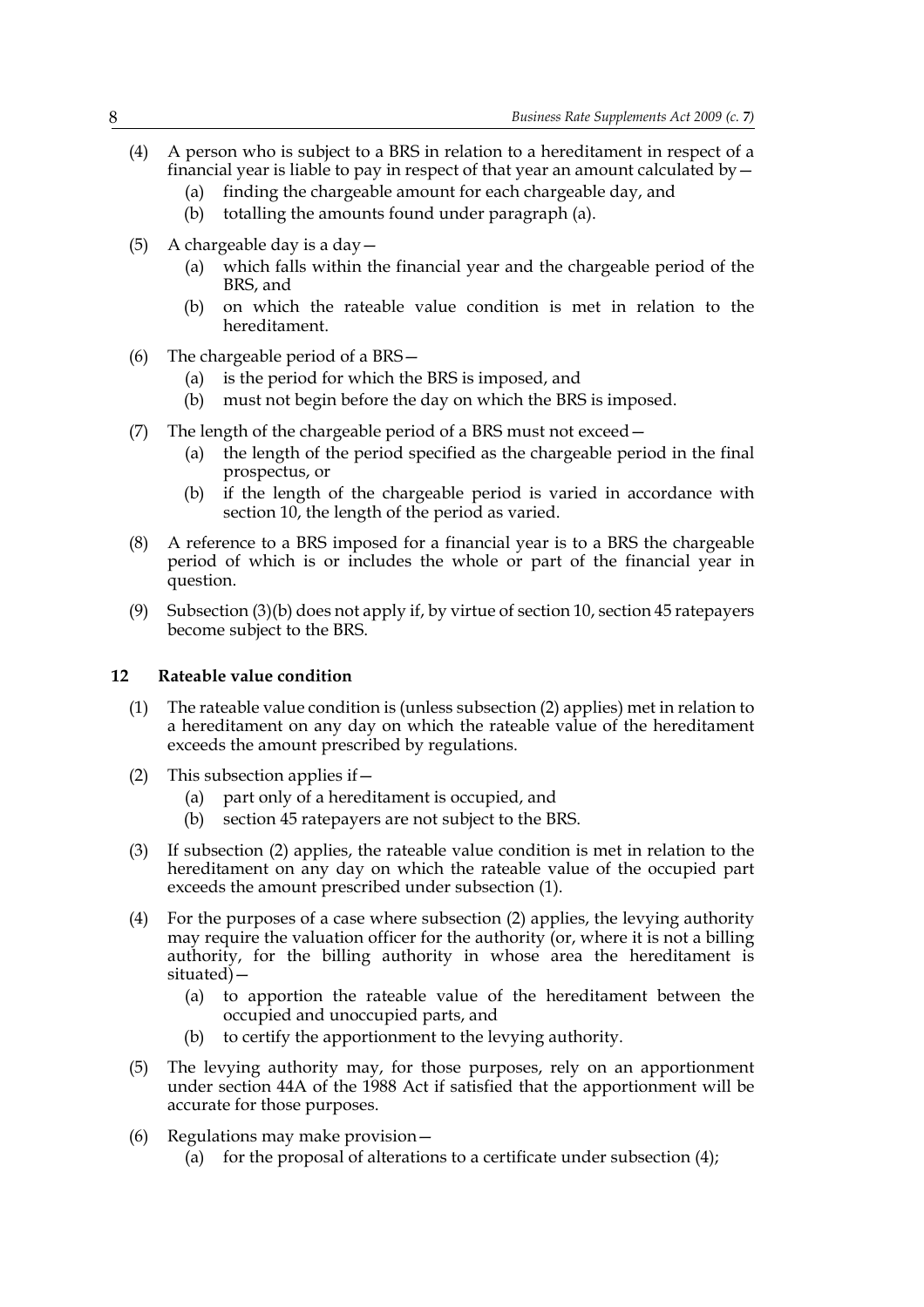(4) A person who is subject to a BRS in relation to a hereditament in respect of a financial year is liable to pay in respect of that year an amount calculated by—

   (a) finding the chargeable amount for each chargeable day, and

   (b) totalling the amounts found under paragraph (a).

(5) A chargeable day is a day—

   (a) which falls within the financial year and the chargeable period of the BRS, and

   (b) on which the rateable value condition is met in relation to the hereditament.

(6) The chargeable period of a BRS—

   (a) is the period for which the BRS is imposed, and

   (b) must not begin before the day on which the BRS is imposed.

(7) The length of the chargeable period of a BRS must not exceed—

   (a) the length of the period specified as the chargeable period in the final prospectus, or

   (b) if the length of the chargeable period is varied in accordance with section 10, the length of the period as varied.

(8) A reference to a BRS imposed for a financial year is to a BRS the chargeable period of which is or includes the whole or part of the financial year in question.

(9) Subsection (3)(b) does not apply if, by virtue of section 10, section 45 ratepayers become subject to the BRS.

## 12 Rateable value condition

(1) The rateable value condition is (unless subsection (2) applies) met in relation to a hereditament on any day on which the rateable value of the hereditament exceeds the amount prescribed by regulations.

(2) This subsection applies if—

   (a) part only of a hereditament is occupied, and

   (b) section 45 ratepayers are not subject to the BRS.

(3) If subsection (2) applies, the rateable value condition is met in relation to the hereditament on any day on which the rateable value of the occupied part exceeds the amount prescribed under subsection (1).

(4) For the purposes of a case where subsection (2) applies, the levying authority may require the valuation officer for the authority (or, where it is not a billing authority, for the billing authority in whose area the hereditament is situated)—

   (a) to apportion the rateable value of the hereditament between the occupied and unoccupied parts, and

   (b) to certify the apportionment to the levying authority.

(5) The levying authority may, for those purposes, rely on an apportionment under section 44A of the 1988 Act if satisfied that the apportionment will be accurate for those purposes.

(6) Regulations may make provision—

   (a) for the proposal of alterations to a certificate under subsection (4);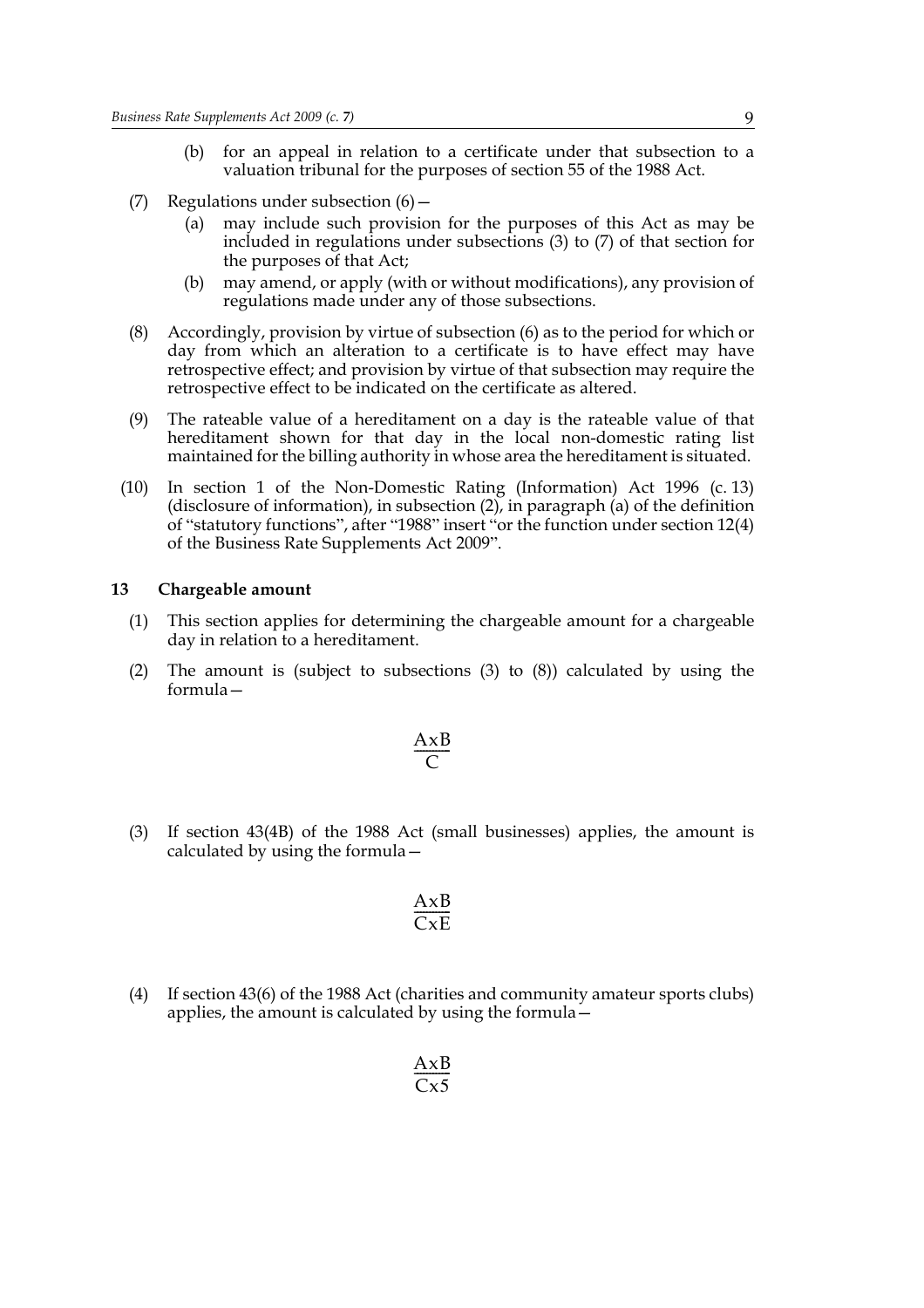(b) for an appeal in relation to a certificate under that subsection to a valuation tribunal for the purposes of section 55 of the 1988 Act.

(7) Regulations under subsection (6)—

(a) may include such provision for the purposes of this Act as may be included in regulations under subsections (3) to (7) of that section for the purposes of that Act;

(b) may amend, or apply (with or without modifications), any provision of regulations made under any of those subsections.

(8) Accordingly, provision by virtue of subsection (6) as to the period for which or day from which an alteration to a certificate is to have effect may have retrospective effect; and provision by virtue of that subsection may require the retrospective effect to be indicated on the certificate as altered.

(9) The rateable value of a hereditament on a day is the rateable value of that hereditament shown for that day in the local non-domestic rating list maintained for the billing authority in whose area the hereditament is situated.

(10) In section 1 of the Non-Domestic Rating (Information) Act 1996 (c. 13) (disclosure of information), in subsection (2), in paragraph (a) of the definition of "statutory functions", after "1988" insert "or the function under section 12(4) of the Business Rate Supplements Act 2009".

## 13 Chargeable amount

(1) This section applies for determining the chargeable amount for a chargeable day in relation to a hereditament.

(2) The amount is (subject to subsections (3) to (8)) calculated by using the formula—

$$\frac{A \times B}{C}$$

(3) If section 43(4B) of the 1988 Act (small businesses) applies, the amount is calculated by using the formula—

$$\frac{A \times B}{C \times E}$$

(4) If section 43(6) of the 1988 Act (charities and community amateur sports clubs) applies, the amount is calculated by using the formula—

$$\frac{A \times B}{C \times 5}$$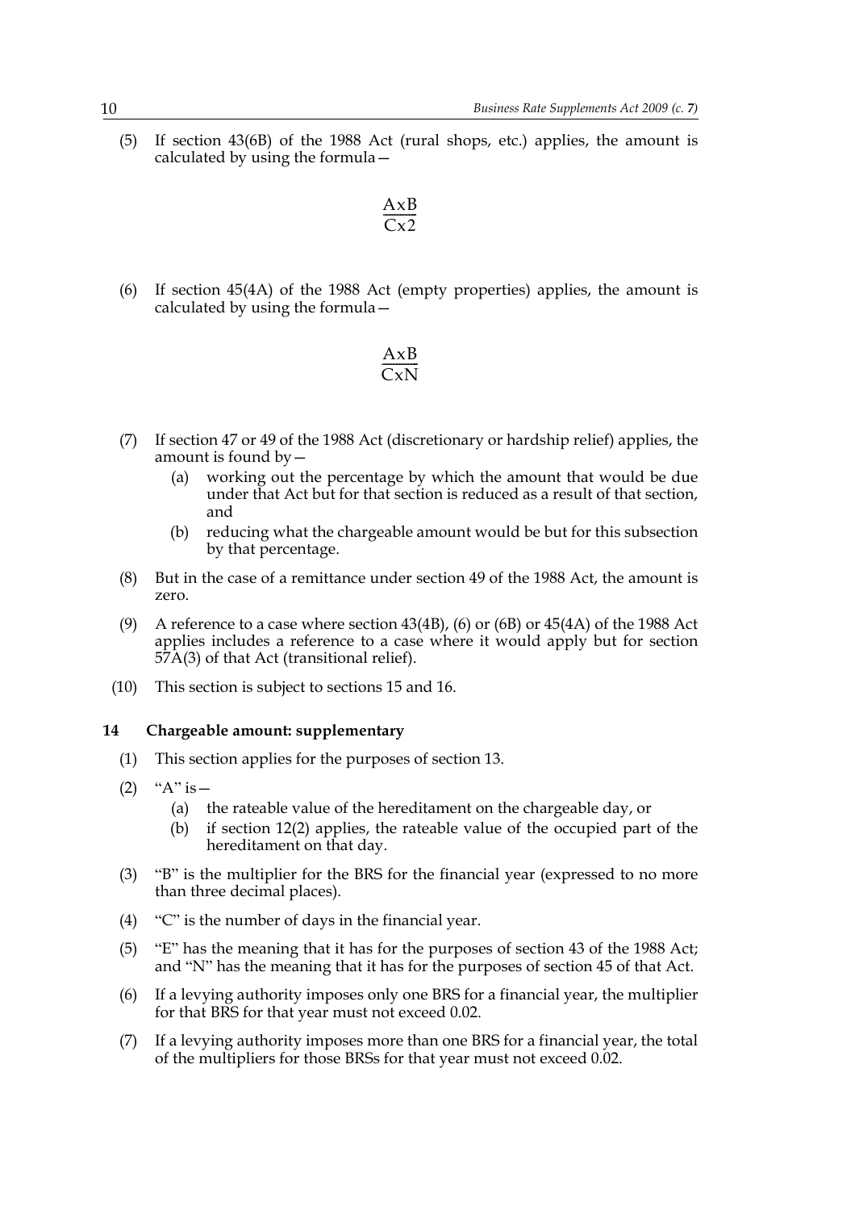(5) If section 43(6B) of the 1988 Act (rural shops, etc.) applies, the amount is calculated by using the formula—

$$\frac{A \times B}{C \times 2}$$

(6) If section 45(4A) of the 1988 Act (empty properties) applies, the amount is calculated by using the formula—

$$\frac{A \times B}{C \times N}$$

(7) If section 47 or 49 of the 1988 Act (discretionary or hardship relief) applies, the amount is found by—

(a) working out the percentage by which the amount that would be due under that Act but for that section is reduced as a result of that section, and

(b) reducing what the chargeable amount would be but for this subsection by that percentage.

(8) But in the case of a remittance under section 49 of the 1988 Act, the amount is zero.

(9) A reference to a case where section 43(4B), (6) or (6B) or 45(4A) of the 1988 Act applies includes a reference to a case where it would apply but for section 57A(3) of that Act (transitional relief).

(10) This section is subject to sections 15 and 16.

### 14 Chargeable amount: supplementary

(1) This section applies for the purposes of section 13.

(2) "A" is—

(a) the rateable value of the hereditament on the chargeable day, or

(b) if section 12(2) applies, the rateable value of the occupied part of the hereditament on that day.

(3) "B" is the multiplier for the BRS for the financial year (expressed to no more than three decimal places).

(4) "C" is the number of days in the financial year.

(5) "E" has the meaning that it has for the purposes of section 43 of the 1988 Act; and "N" has the meaning that it has for the purposes of section 45 of that Act.

(6) If a levying authority imposes only one BRS for a financial year, the multiplier for that BRS for that year must not exceed 0.02.

(7) If a levying authority imposes more than one BRS for a financial year, the total of the multipliers for those BRSs for that year must not exceed 0.02.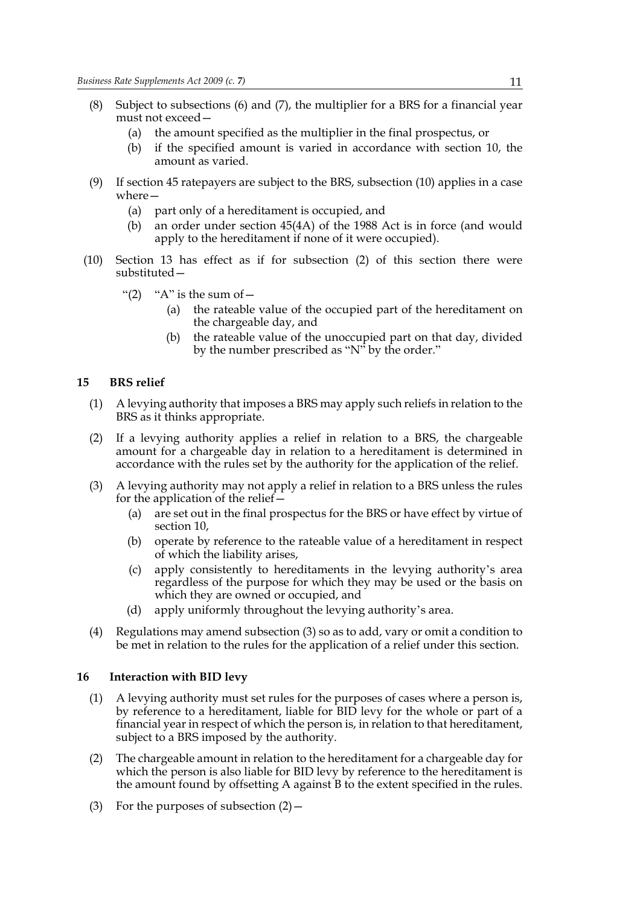(8) Subject to subsections (6) and (7), the multiplier for a BRS for a financial year must not exceed—

   (a) the amount specified as the multiplier in the final prospectus, or

   (b) if the specified amount is varied in accordance with section 10, the amount as varied.

(9) If section 45 ratepayers are subject to the BRS, subsection (10) applies in a case where—

   (a) part only of a hereditament is occupied, and

   (b) an order under section 45(4A) of the 1988 Act is in force (and would apply to the hereditament if none of it were occupied).

(10) Section 13 has effect as if for subsection (2) of this section there were substituted—

   "(2) "A" is the sum of—

      (a) the rateable value of the occupied part of the hereditament on the chargeable day, and

      (b) the rateable value of the unoccupied part on that day, divided by the number prescribed as "N" by the order."

## 15 BRS relief

(1) A levying authority that imposes a BRS may apply such reliefs in relation to the BRS as it thinks appropriate.

(2) If a levying authority applies a relief in relation to a BRS, the chargeable amount for a chargeable day in relation to a hereditament is determined in accordance with the rules set by the authority for the application of the relief.

(3) A levying authority may not apply a relief in relation to a BRS unless the rules for the application of the relief—

   (a) are set out in the final prospectus for the BRS or have effect by virtue of section 10,

   (b) operate by reference to the rateable value of a hereditament in respect of which the liability arises,

   (c) apply consistently to hereditaments in the levying authority's area regardless of the purpose for which they may be used or the basis on which they are owned or occupied, and

   (d) apply uniformly throughout the levying authority's area.

(4) Regulations may amend subsection (3) so as to add, vary or omit a condition to be met in relation to the rules for the application of a relief under this section.

## 16 Interaction with BID levy

(1) A levying authority must set rules for the purposes of cases where a person is, by reference to a hereditament, liable for BID levy for the whole or part of a financial year in respect of which the person is, in relation to that hereditament, subject to a BRS imposed by the authority.

(2) The chargeable amount in relation to the hereditament for a chargeable day for which the person is also liable for BID levy by reference to the hereditament is the amount found by offsetting A against B to the extent specified in the rules.

(3) For the purposes of subsection (2)—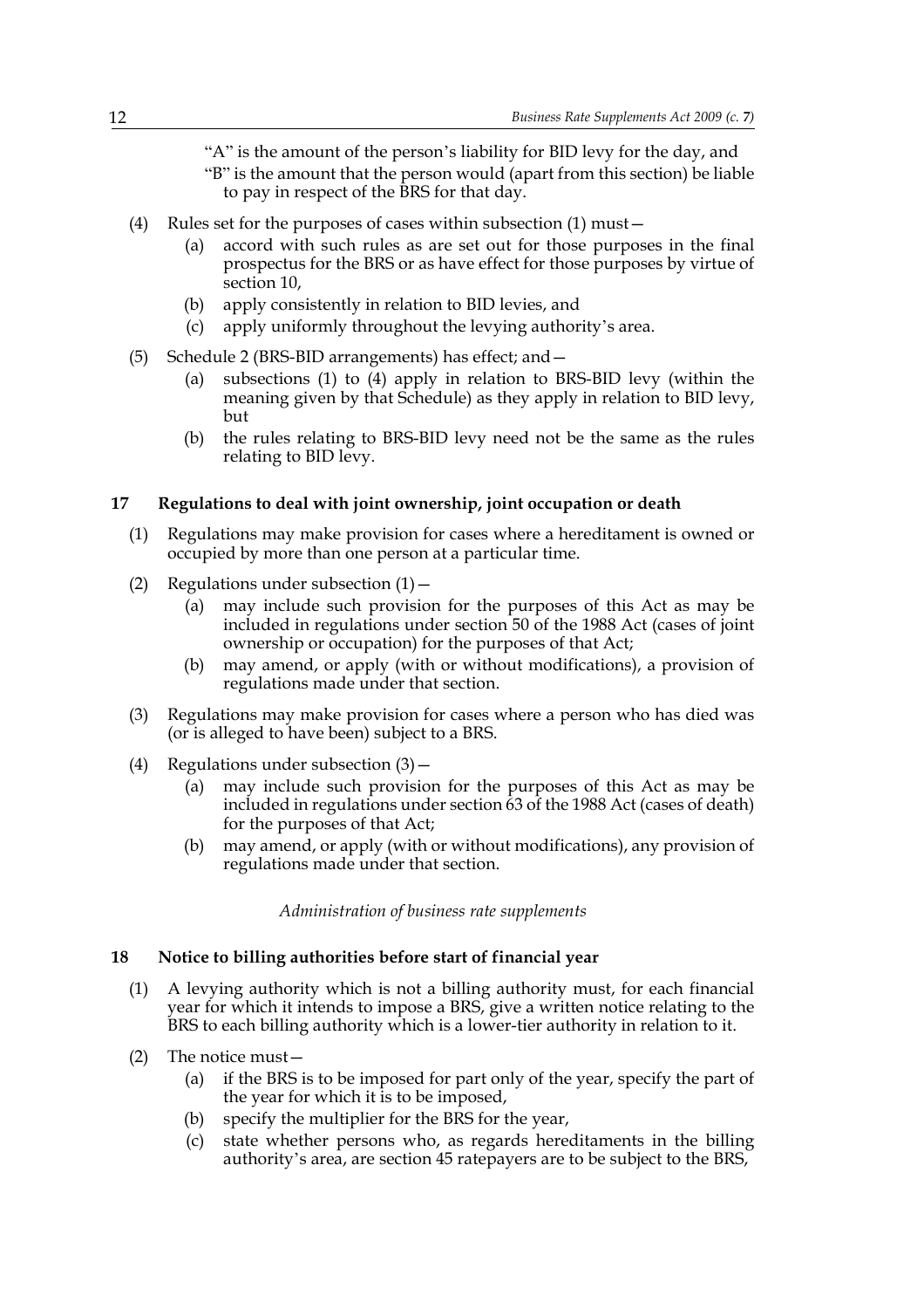"A" is the amount of the person's liability for BID levy for the day, and

"B" is the amount that the person would (apart from this section) be liable to pay in respect of the BRS for that day.

(4) Rules set for the purposes of cases within subsection (1) must—

(a) accord with such rules as are set out for those purposes in the final prospectus for the BRS or as have effect for those purposes by virtue of section 10,

(b) apply consistently in relation to BID levies, and

(c) apply uniformly throughout the levying authority's area.

(5) Schedule 2 (BRS-BID arrangements) has effect; and—

(a) subsections (1) to (4) apply in relation to BRS-BID levy (within the meaning given by that Schedule) as they apply in relation to BID levy, but

(b) the rules relating to BRS-BID levy need not be the same as the rules relating to BID levy.

### 17 Regulations to deal with joint ownership, joint occupation or death

(1) Regulations may make provision for cases where a hereditament is owned or occupied by more than one person at a particular time.

(2) Regulations under subsection (1)—

(a) may include such provision for the purposes of this Act as may be included in regulations under section 50 of the 1988 Act (cases of joint ownership or occupation) for the purposes of that Act;

(b) may amend, or apply (with or without modifications), a provision of regulations made under that section.

(3) Regulations may make provision for cases where a person who has died was (or is alleged to have been) subject to a BRS.

(4) Regulations under subsection (3)—

(a) may include such provision for the purposes of this Act as may be included in regulations under section 63 of the 1988 Act (cases of death) for the purposes of that Act;

(b) may amend, or apply (with or without modifications), any provision of regulations made under that section.

*Administration of business rate supplements*

### 18 Notice to billing authorities before start of financial year

(1) A levying authority which is not a billing authority must, for each financial year for which it intends to impose a BRS, give a written notice relating to the BRS to each billing authority which is a lower-tier authority in relation to it.

(2) The notice must—

(a) if the BRS is to be imposed for part only of the year, specify the part of the year for which it is to be imposed,

(b) specify the multiplier for the BRS for the year,

(c) state whether persons who, as regards hereditaments in the billing authority's area, are section 45 ratepayers are to be subject to the BRS,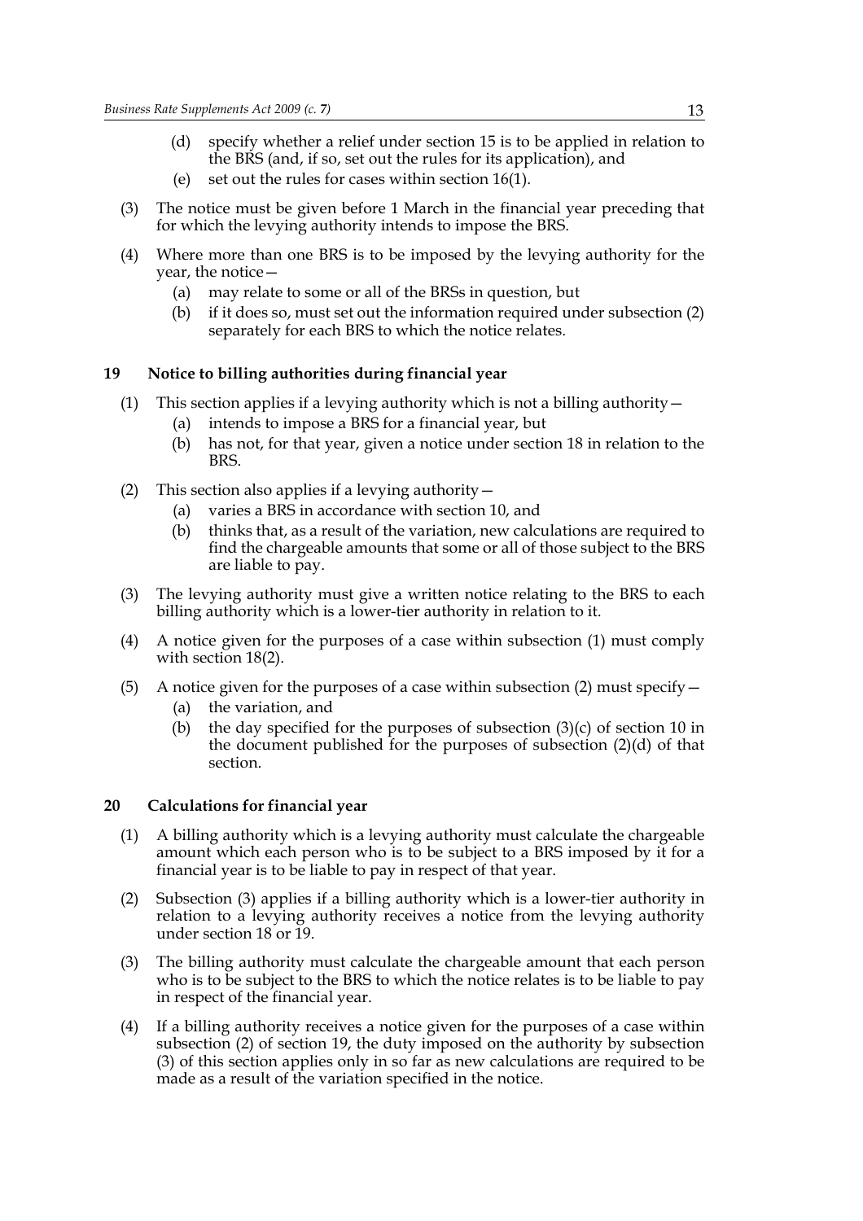(d) specify whether a relief under section 15 is to be applied in relation to the BRS (and, if so, set out the rules for its application), and

(e) set out the rules for cases within section 16(1).

(3) The notice must be given before 1 March in the financial year preceding that for which the levying authority intends to impose the BRS.

(4) Where more than one BRS is to be imposed by the levying authority for the year, the notice—

(a) may relate to some or all of the BRSs in question, but

(b) if it does so, must set out the information required under subsection (2) separately for each BRS to which the notice relates.

## 19 Notice to billing authorities during financial year

(1) This section applies if a levying authority which is not a billing authority—

(a) intends to impose a BRS for a financial year, but

(b) has not, for that year, given a notice under section 18 in relation to the BRS.

(2) This section also applies if a levying authority—

(a) varies a BRS in accordance with section 10, and

(b) thinks that, as a result of the variation, new calculations are required to find the chargeable amounts that some or all of those subject to the BRS are liable to pay.

(3) The levying authority must give a written notice relating to the BRS to each billing authority which is a lower-tier authority in relation to it.

(4) A notice given for the purposes of a case within subsection (1) must comply with section 18(2).

(5) A notice given for the purposes of a case within subsection (2) must specify—

(a) the variation, and

(b) the day specified for the purposes of subsection (3)(c) of section 10 in the document published for the purposes of subsection (2)(d) of that section.

## 20 Calculations for financial year

(1) A billing authority which is a levying authority must calculate the chargeable amount which each person who is to be subject to a BRS imposed by it for a financial year is to be liable to pay in respect of that year.

(2) Subsection (3) applies if a billing authority which is a lower-tier authority in relation to a levying authority receives a notice from the levying authority under section 18 or 19.

(3) The billing authority must calculate the chargeable amount that each person who is to be subject to the BRS to which the notice relates is to be liable to pay in respect of the financial year.

(4) If a billing authority receives a notice given for the purposes of a case within subsection (2) of section 19, the duty imposed on the authority by subsection (3) of this section applies only in so far as new calculations are required to be made as a result of the variation specified in the notice.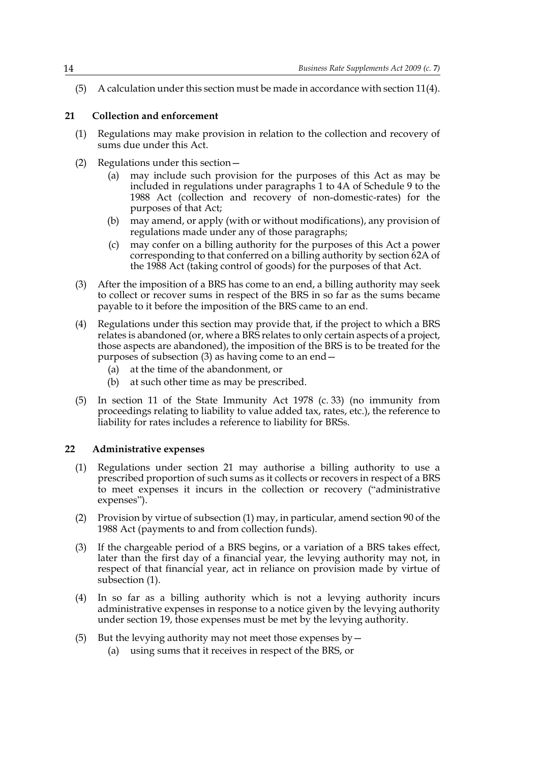(5) A calculation under this section must be made in accordance with section 11(4).

## 21 Collection and enforcement

(1) Regulations may make provision in relation to the collection and recovery of sums due under this Act.

(2) Regulations under this section—

- (a) may include such provision for the purposes of this Act as may be included in regulations under paragraphs 1 to 4A of Schedule 9 to the 1988 Act (collection and recovery of non-domestic-rates) for the purposes of that Act;
- (b) may amend, or apply (with or without modifications), any provision of regulations made under any of those paragraphs;
- (c) may confer on a billing authority for the purposes of this Act a power corresponding to that conferred on a billing authority by section 62A of the 1988 Act (taking control of goods) for the purposes of that Act.

(3) After the imposition of a BRS has come to an end, a billing authority may seek to collect or recover sums in respect of the BRS in so far as the sums became payable to it before the imposition of the BRS came to an end.

(4) Regulations under this section may provide that, if the project to which a BRS relates is abandoned (or, where a BRS relates to only certain aspects of a project, those aspects are abandoned), the imposition of the BRS is to be treated for the purposes of subsection (3) as having come to an end—

- (a) at the time of the abandonment, or
- (b) at such other time as may be prescribed.

(5) In section 11 of the State Immunity Act 1978 (c. 33) (no immunity from proceedings relating to liability to value added tax, rates, etc.), the reference to liability for rates includes a reference to liability for BRSs.

## 22 Administrative expenses

(1) Regulations under section 21 may authorise a billing authority to use a prescribed proportion of such sums as it collects or recovers in respect of a BRS to meet expenses it incurs in the collection or recovery ("administrative expenses").

(2) Provision by virtue of subsection (1) may, in particular, amend section 90 of the 1988 Act (payments to and from collection funds).

(3) If the chargeable period of a BRS begins, or a variation of a BRS takes effect, later than the first day of a financial year, the levying authority may not, in respect of that financial year, act in reliance on provision made by virtue of subsection (1).

(4) In so far as a billing authority which is not a levying authority incurs administrative expenses in response to a notice given by the levying authority under section 19, those expenses must be met by the levying authority.

(5) But the levying authority may not meet those expenses by—

- (a) using sums that it receives in respect of the BRS, or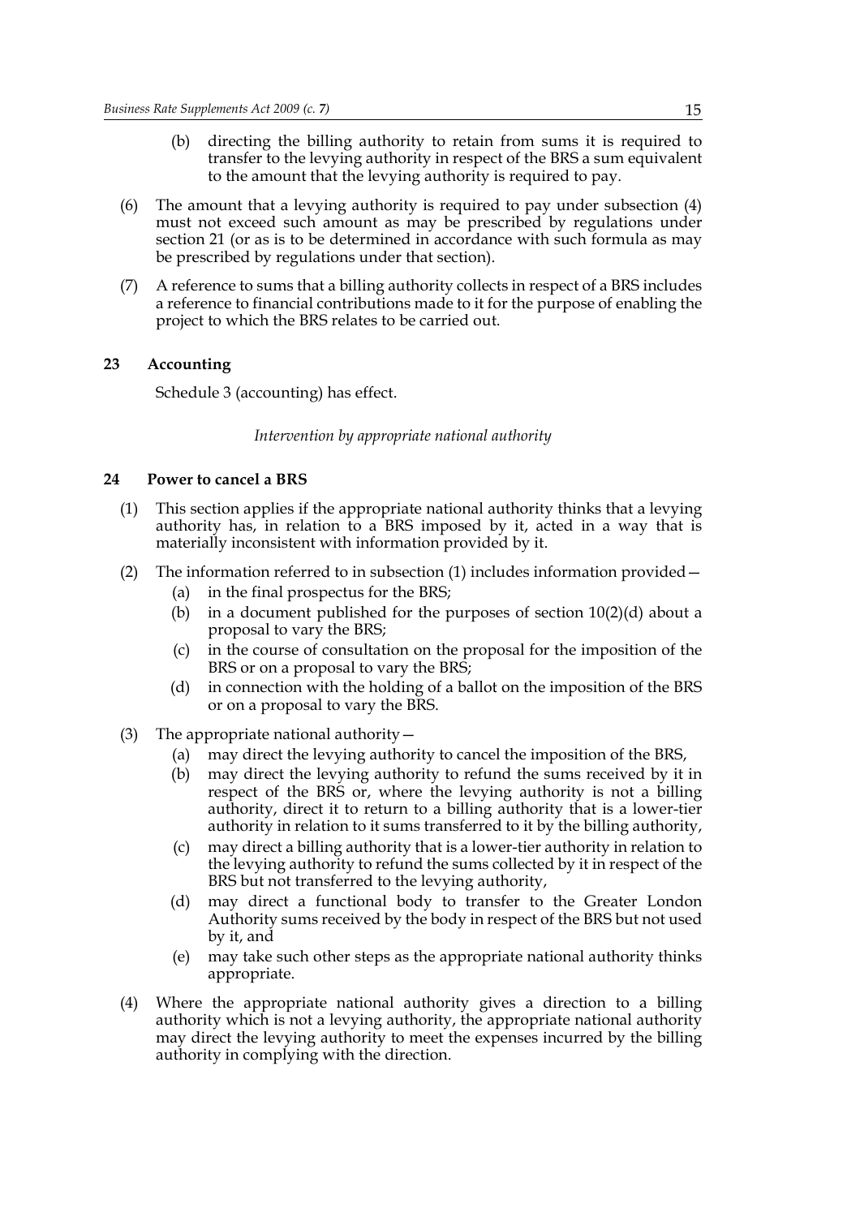(b) directing the billing authority to retain from sums it is required to transfer to the levying authority in respect of the BRS a sum equivalent to the amount that the levying authority is required to pay.

(6) The amount that a levying authority is required to pay under subsection (4) must not exceed such amount as may be prescribed by regulations under section 21 (or as is to be determined in accordance with such formula as may be prescribed by regulations under that section).

(7) A reference to sums that a billing authority collects in respect of a BRS includes a reference to financial contributions made to it for the purpose of enabling the project to which the BRS relates to be carried out.

### 23 Accounting

Schedule 3 (accounting) has effect.

*Intervention by appropriate national authority*

### 24 Power to cancel a BRS

(1) This section applies if the appropriate national authority thinks that a levying authority has, in relation to a BRS imposed by it, acted in a way that is materially inconsistent with information provided by it.

(2) The information referred to in subsection (1) includes information provided—

- (a) in the final prospectus for the BRS;
- (b) in a document published for the purposes of section 10(2)(d) about a proposal to vary the BRS;
- (c) in the course of consultation on the proposal for the imposition of the BRS or on a proposal to vary the BRS;
- (d) in connection with the holding of a ballot on the imposition of the BRS or on a proposal to vary the BRS.

(3) The appropriate national authority—

- (a) may direct the levying authority to cancel the imposition of the BRS,
- (b) may direct the levying authority to refund the sums received by it in respect of the BRS or, where the levying authority is not a billing authority, direct it to return to a billing authority that is a lower-tier authority in relation to it sums transferred to it by the billing authority,
- (c) may direct a billing authority that is a lower-tier authority in relation to the levying authority to refund the sums collected by it in respect of the BRS but not transferred to the levying authority,
- (d) may direct a functional body to transfer to the Greater London Authority sums received by the body in respect of the BRS but not used by it, and
- (e) may take such other steps as the appropriate national authority thinks appropriate.

(4) Where the appropriate national authority gives a direction to a billing authority which is not a levying authority, the appropriate national authority may direct the levying authority to meet the expenses incurred by the billing authority in complying with the direction.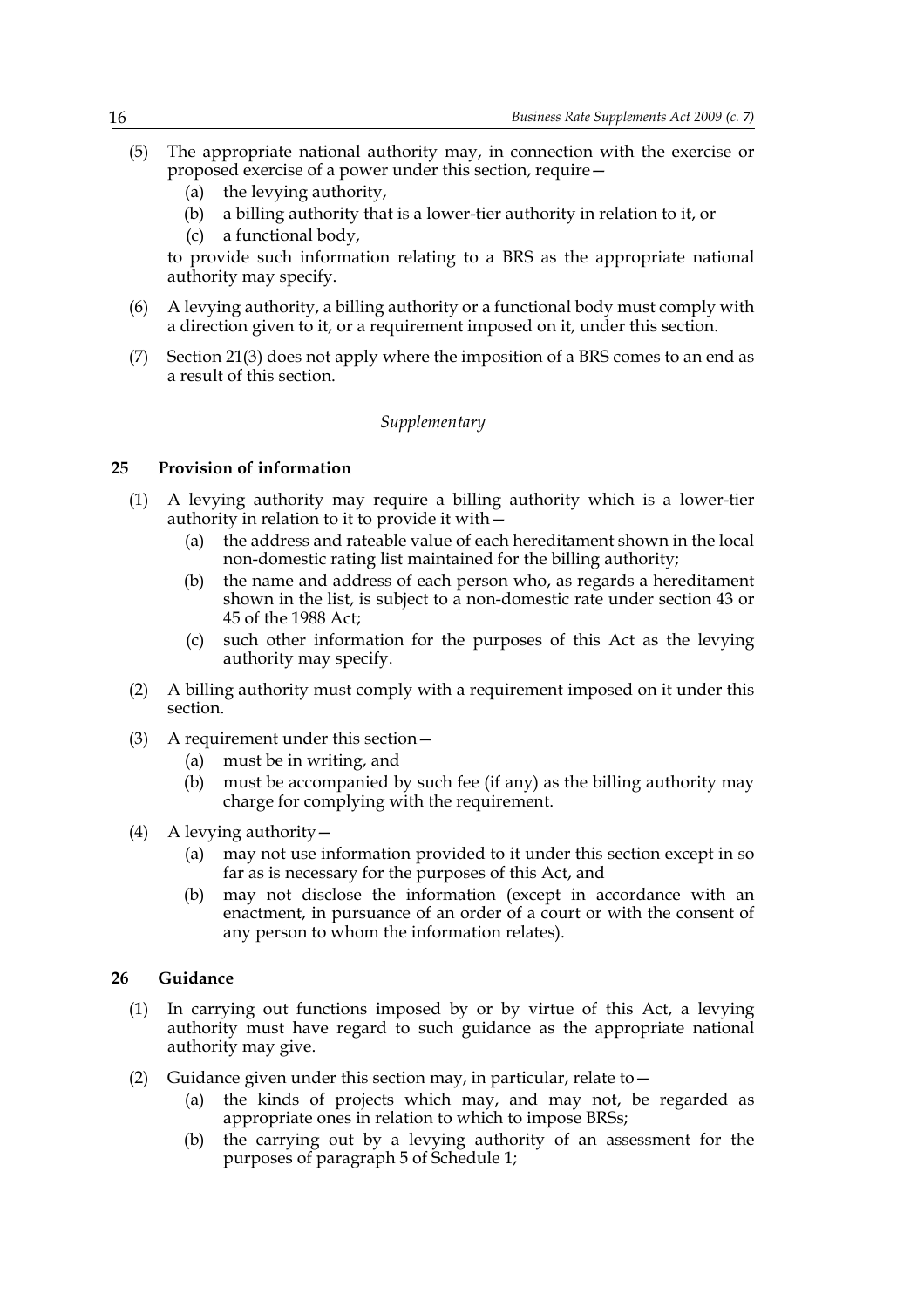(5) The appropriate national authority may, in connection with the exercise or proposed exercise of a power under this section, require—

   (a) the levying authority,

   (b) a billing authority that is a lower-tier authority in relation to it, or

   (c) a functional body,

   to provide such information relating to a BRS as the appropriate national authority may specify.

(6) A levying authority, a billing authority or a functional body must comply with a direction given to it, or a requirement imposed on it, under this section.

(7) Section 21(3) does not apply where the imposition of a BRS comes to an end as a result of this section.

*Supplementary*

### 25 Provision of information

(1) A levying authority may require a billing authority which is a lower-tier authority in relation to it to provide it with—

   (a) the address and rateable value of each hereditament shown in the local non-domestic rating list maintained for the billing authority;

   (b) the name and address of each person who, as regards a hereditament shown in the list, is subject to a non-domestic rate under section 43 or 45 of the 1988 Act;

   (c) such other information for the purposes of this Act as the levying authority may specify.

(2) A billing authority must comply with a requirement imposed on it under this section.

(3) A requirement under this section—

   (a) must be in writing, and

   (b) must be accompanied by such fee (if any) as the billing authority may charge for complying with the requirement.

(4) A levying authority—

   (a) may not use information provided to it under this section except in so far as is necessary for the purposes of this Act, and

   (b) may not disclose the information (except in accordance with an enactment, in pursuance of an order of a court or with the consent of any person to whom the information relates).

### 26 Guidance

(1) In carrying out functions imposed by or by virtue of this Act, a levying authority must have regard to such guidance as the appropriate national authority may give.

(2) Guidance given under this section may, in particular, relate to—

   (a) the kinds of projects which may, and may not, be regarded as appropriate ones in relation to which to impose BRSs;

   (b) the carrying out by a levying authority of an assessment for the purposes of paragraph 5 of Schedule 1;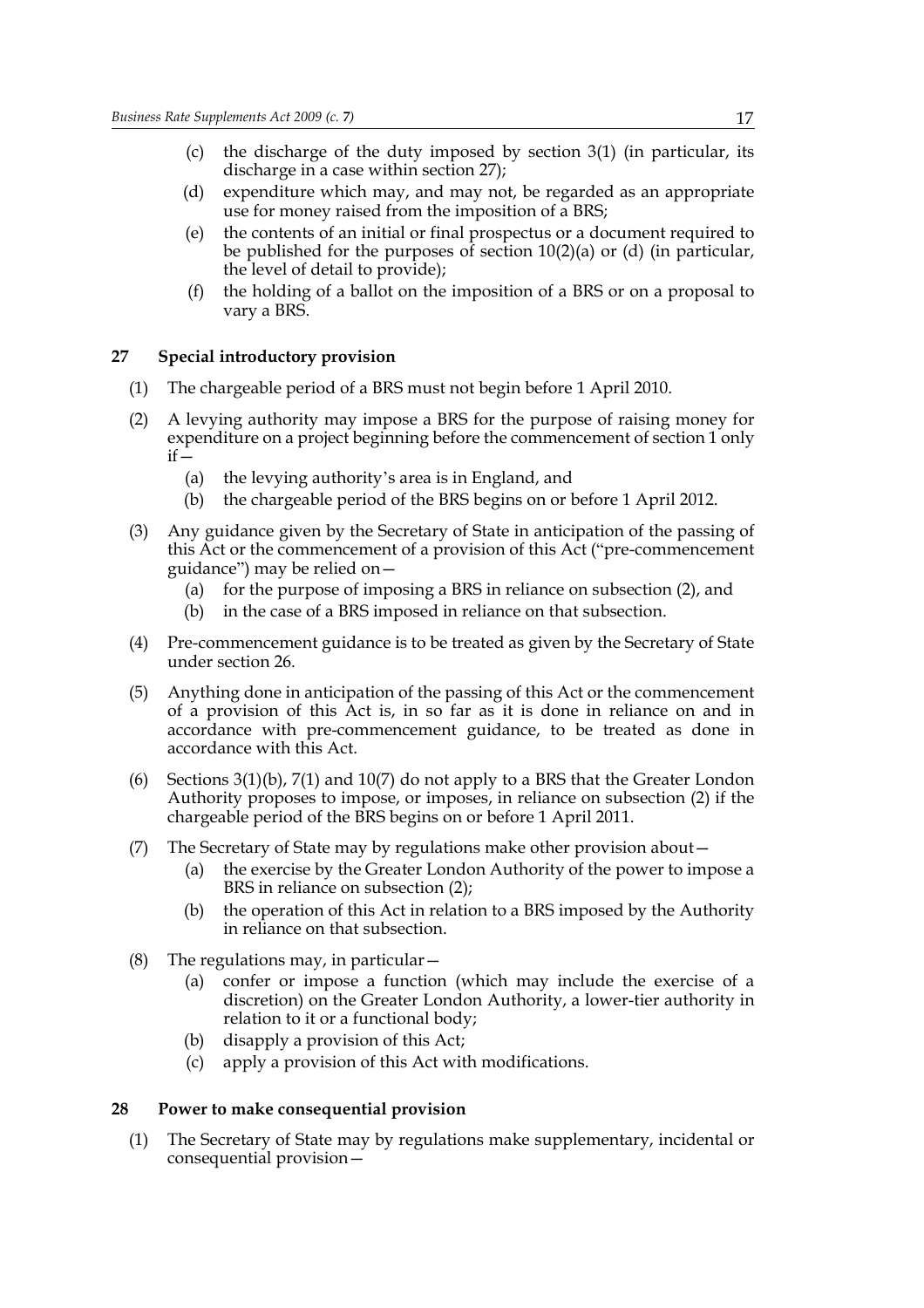(c) the discharge of the duty imposed by section 3(1) (in particular, its discharge in a case within section 27);

(d) expenditure which may, and may not, be regarded as an appropriate use for money raised from the imposition of a BRS;

(e) the contents of an initial or final prospectus or a document required to be published for the purposes of section 10(2)(a) or (d) (in particular, the level of detail to provide);

(f) the holding of a ballot on the imposition of a BRS or on a proposal to vary a BRS.

## 27 Special introductory provision

(1) The chargeable period of a BRS must not begin before 1 April 2010.

(2) A levying authority may impose a BRS for the purpose of raising money for expenditure on a project beginning before the commencement of section 1 only if—

- (a) the levying authority's area is in England, and
- (b) the chargeable period of the BRS begins on or before 1 April 2012.

(3) Any guidance given by the Secretary of State in anticipation of the passing of this Act or the commencement of a provision of this Act ("pre-commencement guidance") may be relied on—

- (a) for the purpose of imposing a BRS in reliance on subsection (2), and
- (b) in the case of a BRS imposed in reliance on that subsection.

(4) Pre-commencement guidance is to be treated as given by the Secretary of State under section 26.

(5) Anything done in anticipation of the passing of this Act or the commencement of a provision of this Act is, in so far as it is done in reliance on and in accordance with pre-commencement guidance, to be treated as done in accordance with this Act.

(6) Sections 3(1)(b), 7(1) and 10(7) do not apply to a BRS that the Greater London Authority proposes to impose, or imposes, in reliance on subsection (2) if the chargeable period of the BRS begins on or before 1 April 2011.

(7) The Secretary of State may by regulations make other provision about—

- (a) the exercise by the Greater London Authority of the power to impose a BRS in reliance on subsection (2);
- (b) the operation of this Act in relation to a BRS imposed by the Authority in reliance on that subsection.

(8) The regulations may, in particular—

- (a) confer or impose a function (which may include the exercise of a discretion) on the Greater London Authority, a lower-tier authority in relation to it or a functional body;
- (b) disapply a provision of this Act;
- (c) apply a provision of this Act with modifications.

## 28 Power to make consequential provision

(1) The Secretary of State may by regulations make supplementary, incidental or consequential provision—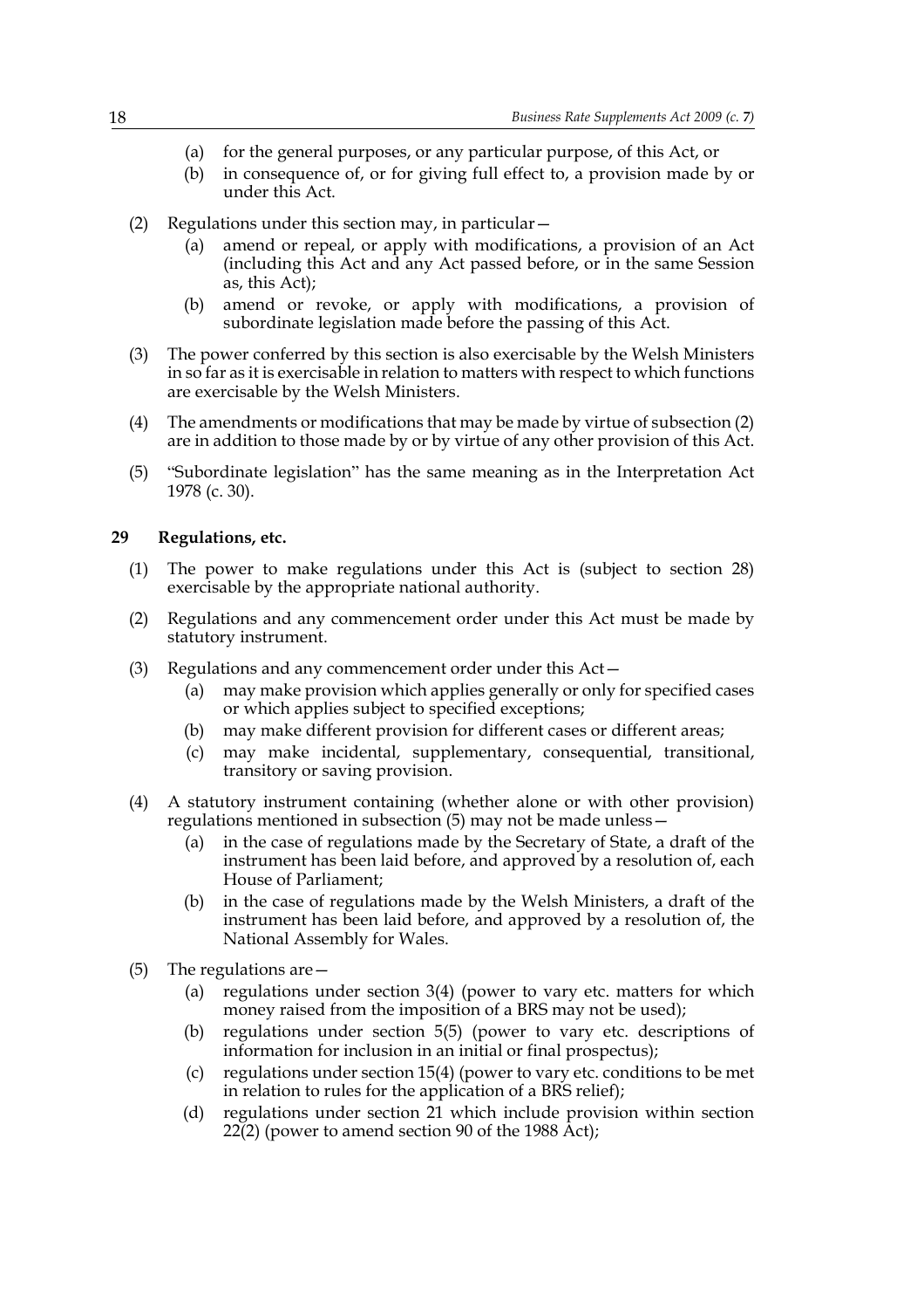(a) for the general purposes, or any particular purpose, of this Act, or

(b) in consequence of, or for giving full effect to, a provision made by or under this Act.

(2) Regulations under this section may, in particular—

(a) amend or repeal, or apply with modifications, a provision of an Act (including this Act and any Act passed before, or in the same Session as, this Act);

(b) amend or revoke, or apply with modifications, a provision of subordinate legislation made before the passing of this Act.

(3) The power conferred by this section is also exercisable by the Welsh Ministers in so far as it is exercisable in relation to matters with respect to which functions are exercisable by the Welsh Ministers.

(4) The amendments or modifications that may be made by virtue of subsection (2) are in addition to those made by or by virtue of any other provision of this Act.

(5) "Subordinate legislation" has the same meaning as in the Interpretation Act 1978 (c. 30).

### 29 Regulations, etc.

(1) The power to make regulations under this Act is (subject to section 28) exercisable by the appropriate national authority.

(2) Regulations and any commencement order under this Act must be made by statutory instrument.

(3) Regulations and any commencement order under this Act—

(a) may make provision which applies generally or only for specified cases or which applies subject to specified exceptions;

(b) may make different provision for different cases or different areas;

(c) may make incidental, supplementary, consequential, transitional, transitory or saving provision.

(4) A statutory instrument containing (whether alone or with other provision) regulations mentioned in subsection (5) may not be made unless—

(a) in the case of regulations made by the Secretary of State, a draft of the instrument has been laid before, and approved by a resolution of, each House of Parliament;

(b) in the case of regulations made by the Welsh Ministers, a draft of the instrument has been laid before, and approved by a resolution of, the National Assembly for Wales.

(5) The regulations are—

(a) regulations under section 3(4) (power to vary etc. matters for which money raised from the imposition of a BRS may not be used);

(b) regulations under section 5(5) (power to vary etc. descriptions of information for inclusion in an initial or final prospectus);

(c) regulations under section 15(4) (power to vary etc. conditions to be met in relation to rules for the application of a BRS relief);

(d) regulations under section 21 which include provision within section 22(2) (power to amend section 90 of the 1988 Act);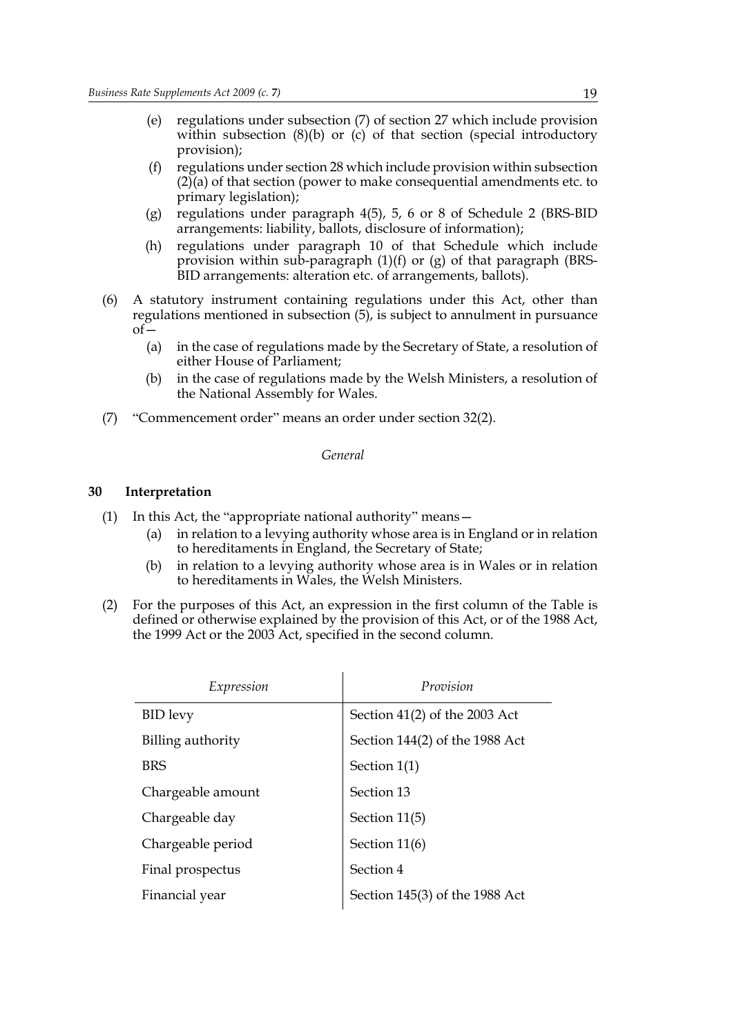(e) regulations under subsection (7) of section 27 which include provision within subsection (8)(b) or (c) of that section (special introductory provision);

(f) regulations under section 28 which include provision within subsection (2)(a) of that section (power to make consequential amendments etc. to primary legislation);

(g) regulations under paragraph 4(5), 5, 6 or 8 of Schedule 2 (BRS-BID arrangements: liability, ballots, disclosure of information);

(h) regulations under paragraph 10 of that Schedule which include provision within sub-paragraph (1)(f) or (g) of that paragraph (BRS-BID arrangements: alteration etc. of arrangements, ballots).

(6) A statutory instrument containing regulations under this Act, other than regulations mentioned in subsection (5), is subject to annulment in pursuance of—

(a) in the case of regulations made by the Secretary of State, a resolution of either House of Parliament;

(b) in the case of regulations made by the Welsh Ministers, a resolution of the National Assembly for Wales.

(7) "Commencement order" means an order under section 32(2).

*General*

## 30 Interpretation

(1) In this Act, the "appropriate national authority" means—

(a) in relation to a levying authority whose area is in England or in relation to hereditaments in England, the Secretary of State;

(b) in relation to a levying authority whose area is in Wales or in relation to hereditaments in Wales, the Welsh Ministers.

(2) For the purposes of this Act, an expression in the first column of the Table is defined or otherwise explained by the provision of this Act, or of the 1988 Act, the 1999 Act or the 2003 Act, specified in the second column.

| *Expression* | *Provision* |
|---|---|
| BID levy | Section 41(2) of the 2003 Act |
| Billing authority | Section 144(2) of the 1988 Act |
| BRS | Section 1(1) |
| Chargeable amount | Section 13 |
| Chargeable day | Section 11(5) |
| Chargeable period | Section 11(6) |
| Final prospectus | Section 4 |
| Financial year | Section 145(3) of the 1988 Act |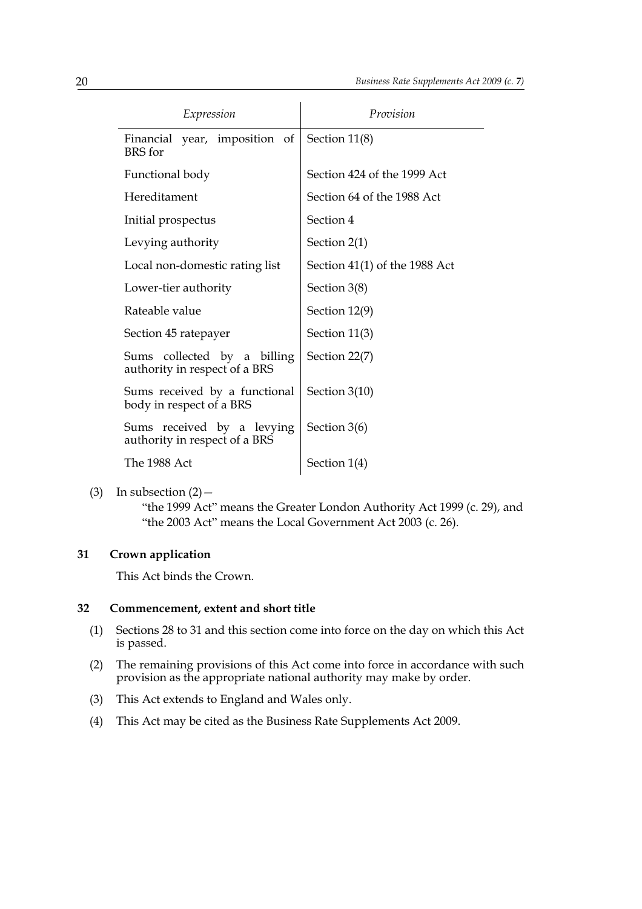| *Expression* | *Provision* |
|---|---|
| Financial year, imposition of BRS for | Section 11(8) |
| Functional body | Section 424 of the 1999 Act |
| Hereditament | Section 64 of the 1988 Act |
| Initial prospectus | Section 4 |
| Levying authority | Section 2(1) |
| Local non-domestic rating list | Section 41(1) of the 1988 Act |
| Lower-tier authority | Section 3(8) |
| Rateable value | Section 12(9) |
| Section 45 ratepayer | Section 11(3) |
| Sums collected by a billing authority in respect of a BRS | Section 22(7) |
| Sums received by a functional body in respect of a BRS | Section 3(10) |
| Sums received by a levying authority in respect of a BRS | Section 3(6) |
| The 1988 Act | Section 1(4) |

(3) In subsection (2)—

"the 1999 Act" means the Greater London Authority Act 1999 (c. 29), and
"the 2003 Act" means the Local Government Act 2003 (c. 26).

### 31 Crown application

This Act binds the Crown.

### 32 Commencement, extent and short title

(1) Sections 28 to 31 and this section come into force on the day on which this Act is passed.

(2) The remaining provisions of this Act come into force in accordance with such provision as the appropriate national authority may make by order.

(3) This Act extends to England and Wales only.

(4) This Act may be cited as the Business Rate Supplements Act 2009.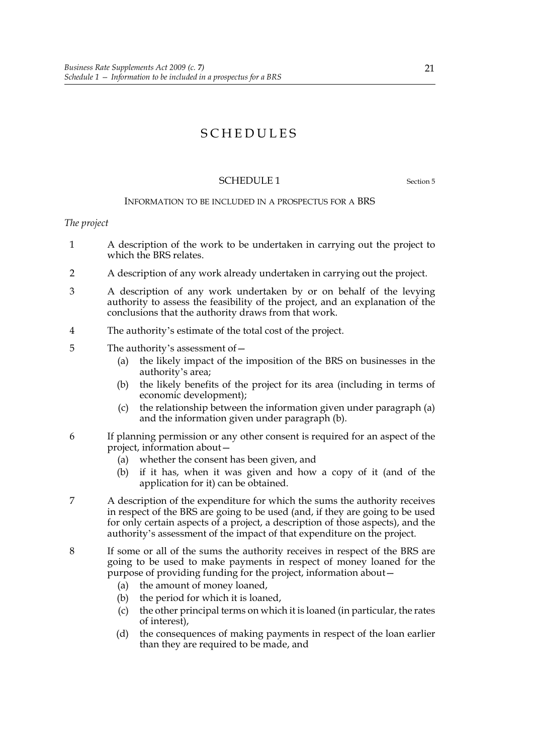# SCHEDULES

## SCHEDULE 1

Section 5

### INFORMATION TO BE INCLUDED IN A PROSPECTUS FOR A BRS

*The project*

1 A description of the work to be undertaken in carrying out the project to which the BRS relates.

2 A description of any work already undertaken in carrying out the project.

3 A description of any work undertaken by or on behalf of the levying authority to assess the feasibility of the project, and an explanation of the conclusions that the authority draws from that work.

4 The authority's estimate of the total cost of the project.

5 The authority's assessment of—

- (a) the likely impact of the imposition of the BRS on businesses in the authority's area;
- (b) the likely benefits of the project for its area (including in terms of economic development);
- (c) the relationship between the information given under paragraph (a) and the information given under paragraph (b).

6 If planning permission or any other consent is required for an aspect of the project, information about—

- (a) whether the consent has been given, and
- (b) if it has, when it was given and how a copy of it (and of the application for it) can be obtained.

7 A description of the expenditure for which the sums the authority receives in respect of the BRS are going to be used (and, if they are going to be used for only certain aspects of a project, a description of those aspects), and the authority's assessment of the impact of that expenditure on the project.

8 If some or all of the sums the authority receives in respect of the BRS are going to be used to make payments in respect of money loaned for the purpose of providing funding for the project, information about—

- (a) the amount of money loaned,
- (b) the period for which it is loaned,
- (c) the other principal terms on which it is loaned (in particular, the rates of interest),
- (d) the consequences of making payments in respect of the loan earlier than they are required to be made, and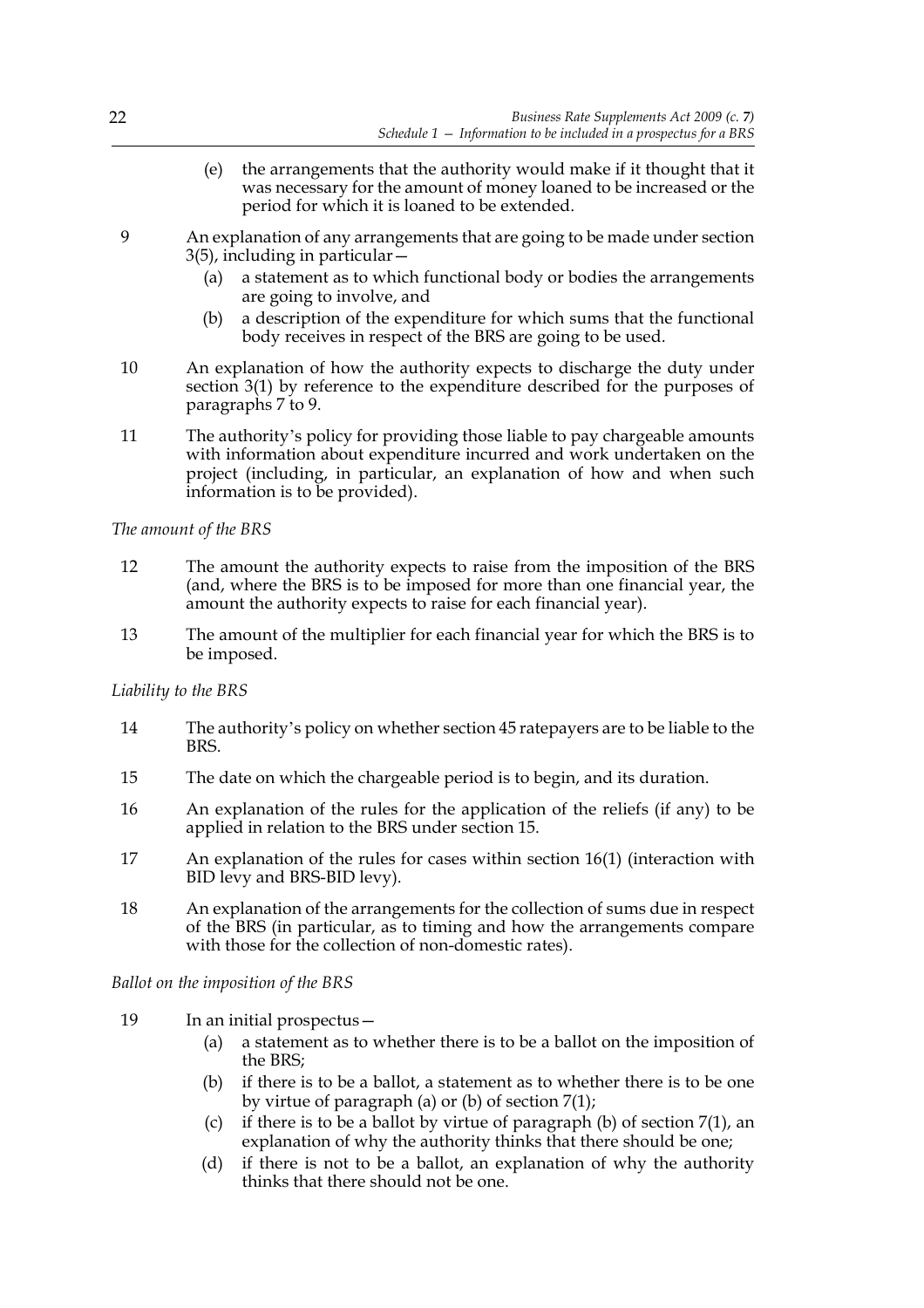(e) the arrangements that the authority would make if it thought that it was necessary for the amount of money loaned to be increased or the period for which it is loaned to be extended.

9 An explanation of any arrangements that are going to be made under section 3(5), including in particular—

(a) a statement as to which functional body or bodies the arrangements are going to involve, and

(b) a description of the expenditure for which sums that the functional body receives in respect of the BRS are going to be used.

10 An explanation of how the authority expects to discharge the duty under section 3(1) by reference to the expenditure described for the purposes of paragraphs 7 to 9.

11 The authority's policy for providing those liable to pay chargeable amounts with information about expenditure incurred and work undertaken on the project (including, in particular, an explanation of how and when such information is to be provided).

*The amount of the BRS*

12 The amount the authority expects to raise from the imposition of the BRS (and, where the BRS is to be imposed for more than one financial year, the amount the authority expects to raise for each financial year).

13 The amount of the multiplier for each financial year for which the BRS is to be imposed.

*Liability to the BRS*

14 The authority's policy on whether section 45 ratepayers are to be liable to the BRS.

15 The date on which the chargeable period is to begin, and its duration.

16 An explanation of the rules for the application of the reliefs (if any) to be applied in relation to the BRS under section 15.

17 An explanation of the rules for cases within section 16(1) (interaction with BID levy and BRS-BID levy).

18 An explanation of the arrangements for the collection of sums due in respect of the BRS (in particular, as to timing and how the arrangements compare with those for the collection of non-domestic rates).

*Ballot on the imposition of the BRS*

19 In an initial prospectus—

(a) a statement as to whether there is to be a ballot on the imposition of the BRS;

(b) if there is to be a ballot, a statement as to whether there is to be one by virtue of paragraph (a) or (b) of section 7(1);

(c) if there is to be a ballot by virtue of paragraph (b) of section 7(1), an explanation of why the authority thinks that there should be one;

(d) if there is not to be a ballot, an explanation of why the authority thinks that there should not be one.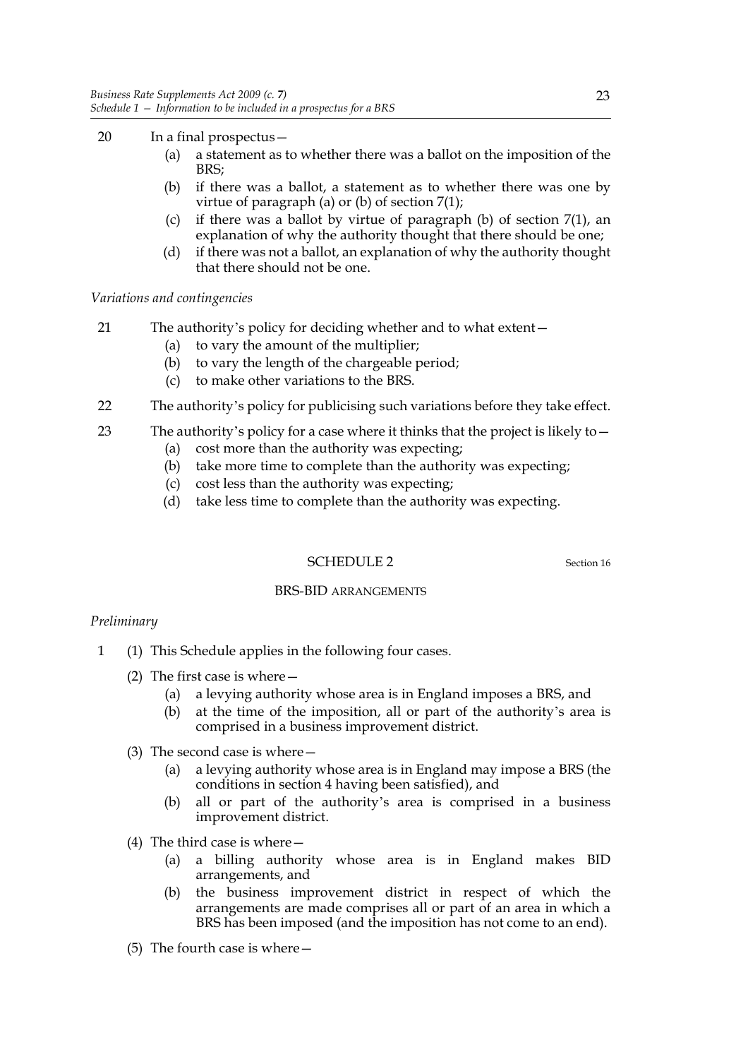20 In a final prospectus—

(a) a statement as to whether there was a ballot on the imposition of the BRS;

(b) if there was a ballot, a statement as to whether there was one by virtue of paragraph (a) or (b) of section 7(1);

(c) if there was a ballot by virtue of paragraph (b) of section 7(1), an explanation of why the authority thought that there should be one;

(d) if there was not a ballot, an explanation of why the authority thought that there should not be one.

*Variations and contingencies*

21 The authority's policy for deciding whether and to what extent—

(a) to vary the amount of the multiplier;

(b) to vary the length of the chargeable period;

(c) to make other variations to the BRS.

22 The authority's policy for publicising such variations before they take effect.

23 The authority's policy for a case where it thinks that the project is likely to—

(a) cost more than the authority was expecting;

(b) take more time to complete than the authority was expecting;

(c) cost less than the authority was expecting;

(d) take less time to complete than the authority was expecting.

## SCHEDULE 2

Section 16

### BRS-BID ARRANGEMENTS

*Preliminary*

1 (1) This Schedule applies in the following four cases.

(2) The first case is where—

(a) a levying authority whose area is in England imposes a BRS, and

(b) at the time of the imposition, all or part of the authority's area is comprised in a business improvement district.

(3) The second case is where—

(a) a levying authority whose area is in England may impose a BRS (the conditions in section 4 having been satisfied), and

(b) all or part of the authority's area is comprised in a business improvement district.

(4) The third case is where—

(a) a billing authority whose area is in England makes BID arrangements, and

(b) the business improvement district in respect of which the arrangements are made comprises all or part of an area in which a BRS has been imposed (and the imposition has not come to an end).

(5) The fourth case is where—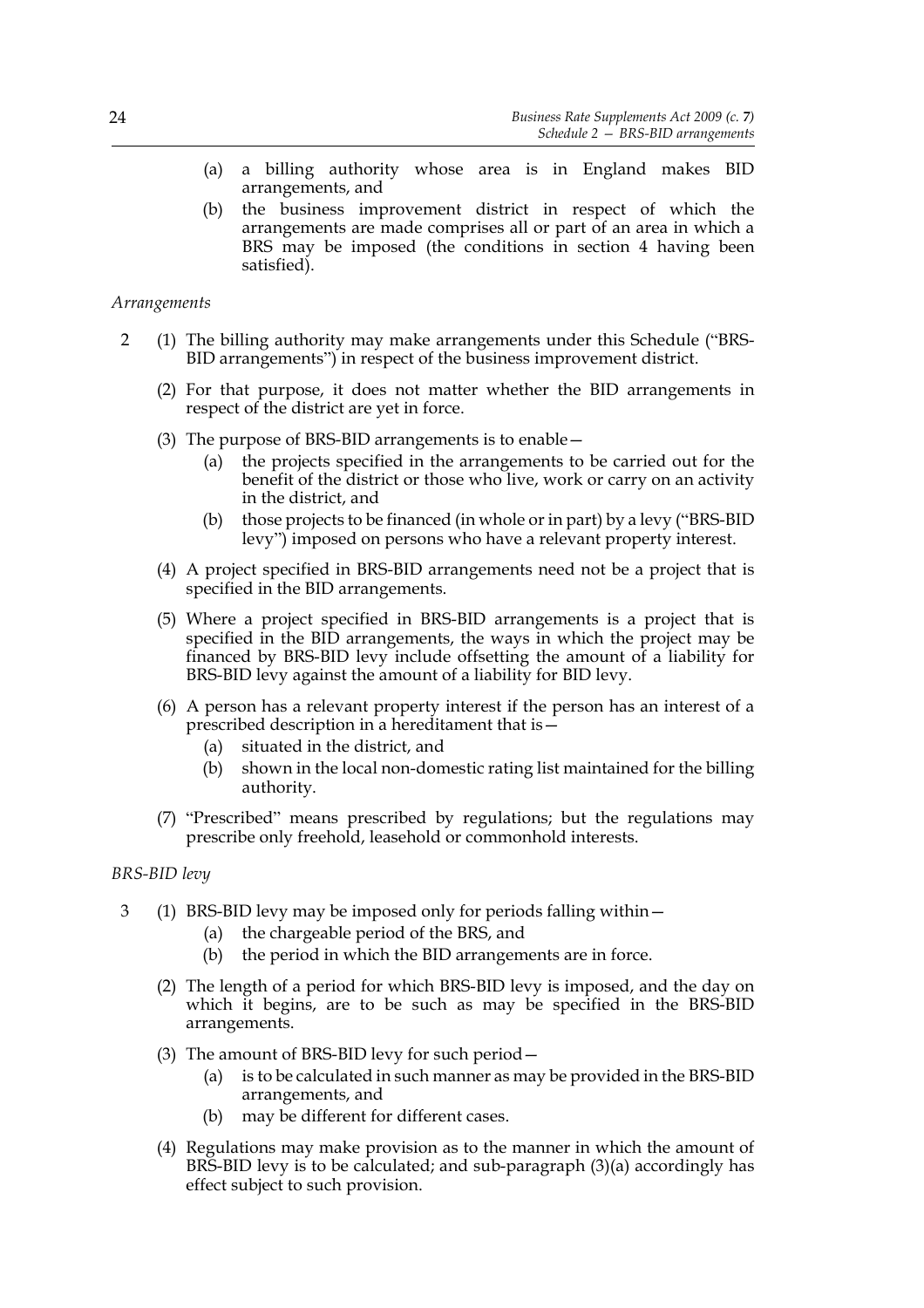(a) a billing authority whose area is in England makes BID arrangements, and

(b) the business improvement district in respect of which the arrangements are made comprises all or part of an area in which a BRS may be imposed (the conditions in section 4 having been satisfied).

*Arrangements*

2 (1) The billing authority may make arrangements under this Schedule ("BRS-BID arrangements") in respect of the business improvement district.

(2) For that purpose, it does not matter whether the BID arrangements in respect of the district are yet in force.

(3) The purpose of BRS-BID arrangements is to enable—

(a) the projects specified in the arrangements to be carried out for the benefit of the district or those who live, work or carry on an activity in the district, and

(b) those projects to be financed (in whole or in part) by a levy ("BRS-BID levy") imposed on persons who have a relevant property interest.

(4) A project specified in BRS-BID arrangements need not be a project that is specified in the BID arrangements.

(5) Where a project specified in BRS-BID arrangements is a project that is specified in the BID arrangements, the ways in which the project may be financed by BRS-BID levy include offsetting the amount of a liability for BRS-BID levy against the amount of a liability for BID levy.

(6) A person has a relevant property interest if the person has an interest of a prescribed description in a hereditament that is—

(a) situated in the district, and

(b) shown in the local non-domestic rating list maintained for the billing authority.

(7) "Prescribed" means prescribed by regulations; but the regulations may prescribe only freehold, leasehold or commonhold interests.

*BRS-BID levy*

3 (1) BRS-BID levy may be imposed only for periods falling within—

(a) the chargeable period of the BRS, and

(b) the period in which the BID arrangements are in force.

(2) The length of a period for which BRS-BID levy is imposed, and the day on which it begins, are to be such as may be specified in the BRS-BID arrangements.

(3) The amount of BRS-BID levy for such period—

(a) is to be calculated in such manner as may be provided in the BRS-BID arrangements, and

(b) may be different for different cases.

(4) Regulations may make provision as to the manner in which the amount of BRS-BID levy is to be calculated; and sub-paragraph (3)(a) accordingly has effect subject to such provision.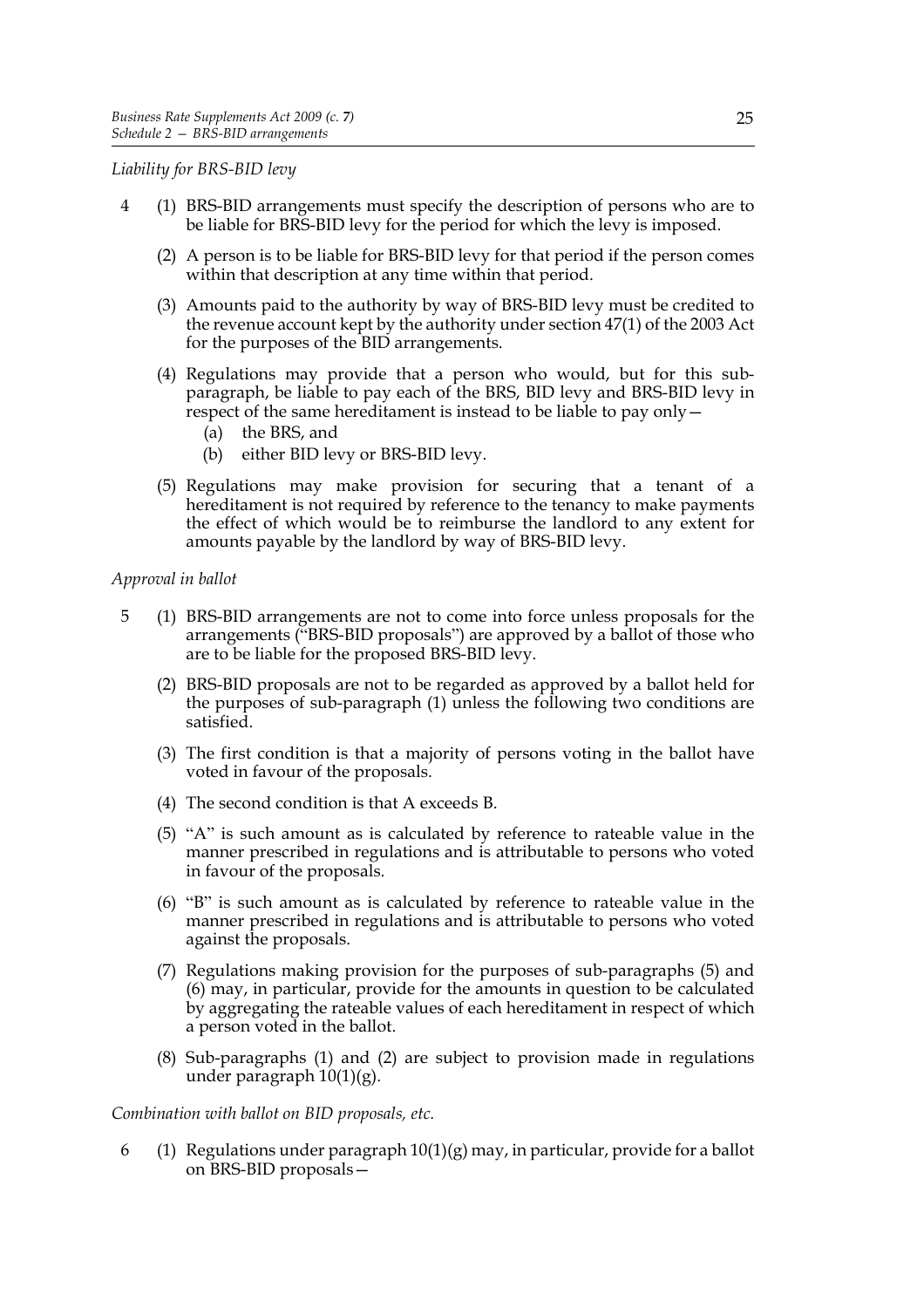*Liability for BRS-BID levy*

4 (1) BRS-BID arrangements must specify the description of persons who are to be liable for BRS-BID levy for the period for which the levy is imposed.

(2) A person is to be liable for BRS-BID levy for that period if the person comes within that description at any time within that period.

(3) Amounts paid to the authority by way of BRS-BID levy must be credited to the revenue account kept by the authority under section 47(1) of the 2003 Act for the purposes of the BID arrangements.

(4) Regulations may provide that a person who would, but for this sub-paragraph, be liable to pay each of the BRS, BID levy and BRS-BID levy in respect of the same hereditament is instead to be liable to pay only—

(a) the BRS, and

(b) either BID levy or BRS-BID levy.

(5) Regulations may make provision for securing that a tenant of a hereditament is not required by reference to the tenancy to make payments the effect of which would be to reimburse the landlord to any extent for amounts payable by the landlord by way of BRS-BID levy.

*Approval in ballot*

5 (1) BRS-BID arrangements are not to come into force unless proposals for the arrangements ("BRS-BID proposals") are approved by a ballot of those who are to be liable for the proposed BRS-BID levy.

(2) BRS-BID proposals are not to be regarded as approved by a ballot held for the purposes of sub-paragraph (1) unless the following two conditions are satisfied.

(3) The first condition is that a majority of persons voting in the ballot have voted in favour of the proposals.

(4) The second condition is that A exceeds B.

(5) "A" is such amount as is calculated by reference to rateable value in the manner prescribed in regulations and is attributable to persons who voted in favour of the proposals.

(6) "B" is such amount as is calculated by reference to rateable value in the manner prescribed in regulations and is attributable to persons who voted against the proposals.

(7) Regulations making provision for the purposes of sub-paragraphs (5) and (6) may, in particular, provide for the amounts in question to be calculated by aggregating the rateable values of each hereditament in respect of which a person voted in the ballot.

(8) Sub-paragraphs (1) and (2) are subject to provision made in regulations under paragraph 10(1)(g).

*Combination with ballot on BID proposals, etc.*

6 (1) Regulations under paragraph 10(1)(g) may, in particular, provide for a ballot on BRS-BID proposals—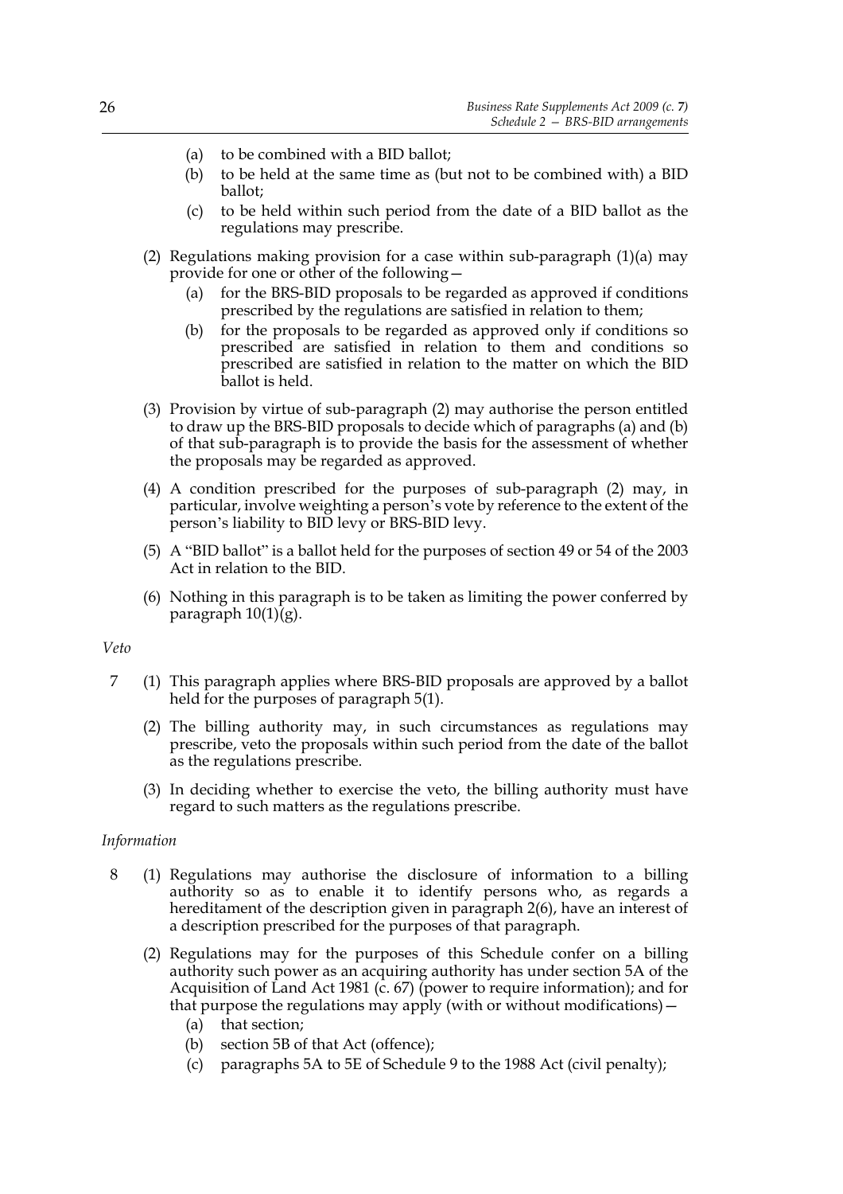(a) to be combined with a BID ballot;

(b) to be held at the same time as (but not to be combined with) a BID ballot;

(c) to be held within such period from the date of a BID ballot as the regulations may prescribe.

(2) Regulations making provision for a case within sub-paragraph (1)(a) may provide for one or other of the following—

(a) for the BRS-BID proposals to be regarded as approved if conditions prescribed by the regulations are satisfied in relation to them;

(b) for the proposals to be regarded as approved only if conditions so prescribed are satisfied in relation to them and conditions so prescribed are satisfied in relation to the matter on which the BID ballot is held.

(3) Provision by virtue of sub-paragraph (2) may authorise the person entitled to draw up the BRS-BID proposals to decide which of paragraphs (a) and (b) of that sub-paragraph is to provide the basis for the assessment of whether the proposals may be regarded as approved.

(4) A condition prescribed for the purposes of sub-paragraph (2) may, in particular, involve weighting a person's vote by reference to the extent of the person's liability to BID levy or BRS-BID levy.

(5) A "BID ballot" is a ballot held for the purposes of section 49 or 54 of the 2003 Act in relation to the BID.

(6) Nothing in this paragraph is to be taken as limiting the power conferred by paragraph 10(1)(g).

*Veto*

7 (1) This paragraph applies where BRS-BID proposals are approved by a ballot held for the purposes of paragraph 5(1).

(2) The billing authority may, in such circumstances as regulations may prescribe, veto the proposals within such period from the date of the ballot as the regulations prescribe.

(3) In deciding whether to exercise the veto, the billing authority must have regard to such matters as the regulations prescribe.

*Information*

8 (1) Regulations may authorise the disclosure of information to a billing authority so as to enable it to identify persons who, as regards a hereditament of the description given in paragraph 2(6), have an interest of a description prescribed for the purposes of that paragraph.

(2) Regulations may for the purposes of this Schedule confer on a billing authority such power as an acquiring authority has under section 5A of the Acquisition of Land Act 1981 (c. 67) (power to require information); and for that purpose the regulations may apply (with or without modifications)—

(a) that section;

(b) section 5B of that Act (offence);

(c) paragraphs 5A to 5E of Schedule 9 to the 1988 Act (civil penalty);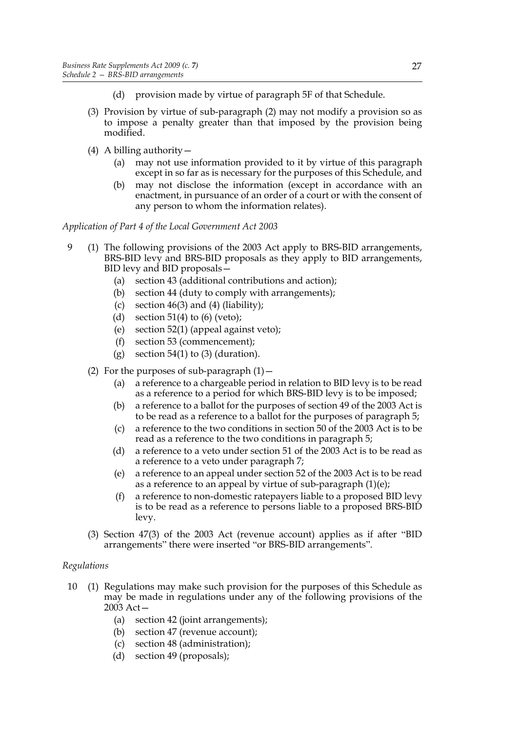(d) provision made by virtue of paragraph 5F of that Schedule.

(3) Provision by virtue of sub-paragraph (2) may not modify a provision so as to impose a penalty greater than that imposed by the provision being modified.

(4) A billing authority—

(a) may not use information provided to it by virtue of this paragraph except in so far as is necessary for the purposes of this Schedule, and

(b) may not disclose the information (except in accordance with an enactment, in pursuance of an order of a court or with the consent of any person to whom the information relates).

*Application of Part 4 of the Local Government Act 2003*

9 (1) The following provisions of the 2003 Act apply to BRS-BID arrangements, BRS-BID levy and BRS-BID proposals as they apply to BID arrangements, BID levy and BID proposals—

(a) section 43 (additional contributions and action);

(b) section 44 (duty to comply with arrangements);

(c) section 46(3) and (4) (liability);

(d) section 51(4) to (6) (veto);

(e) section 52(1) (appeal against veto);

(f) section 53 (commencement);

(g) section 54(1) to (3) (duration).

(2) For the purposes of sub-paragraph (1)—

(a) a reference to a chargeable period in relation to BID levy is to be read as a reference to a period for which BRS-BID levy is to be imposed;

(b) a reference to a ballot for the purposes of section 49 of the 2003 Act is to be read as a reference to a ballot for the purposes of paragraph 5;

(c) a reference to the two conditions in section 50 of the 2003 Act is to be read as a reference to the two conditions in paragraph 5;

(d) a reference to a veto under section 51 of the 2003 Act is to be read as a reference to a veto under paragraph 7;

(e) a reference to an appeal under section 52 of the 2003 Act is to be read as a reference to an appeal by virtue of sub-paragraph (1)(e);

(f) a reference to non-domestic ratepayers liable to a proposed BID levy is to be read as a reference to persons liable to a proposed BRS-BID levy.

(3) Section 47(3) of the 2003 Act (revenue account) applies as if after "BID arrangements" there were inserted "or BRS-BID arrangements".

*Regulations*

10 (1) Regulations may make such provision for the purposes of this Schedule as may be made in regulations under any of the following provisions of the 2003 Act—

(a) section 42 (joint arrangements);

(b) section 47 (revenue account);

(c) section 48 (administration);

(d) section 49 (proposals);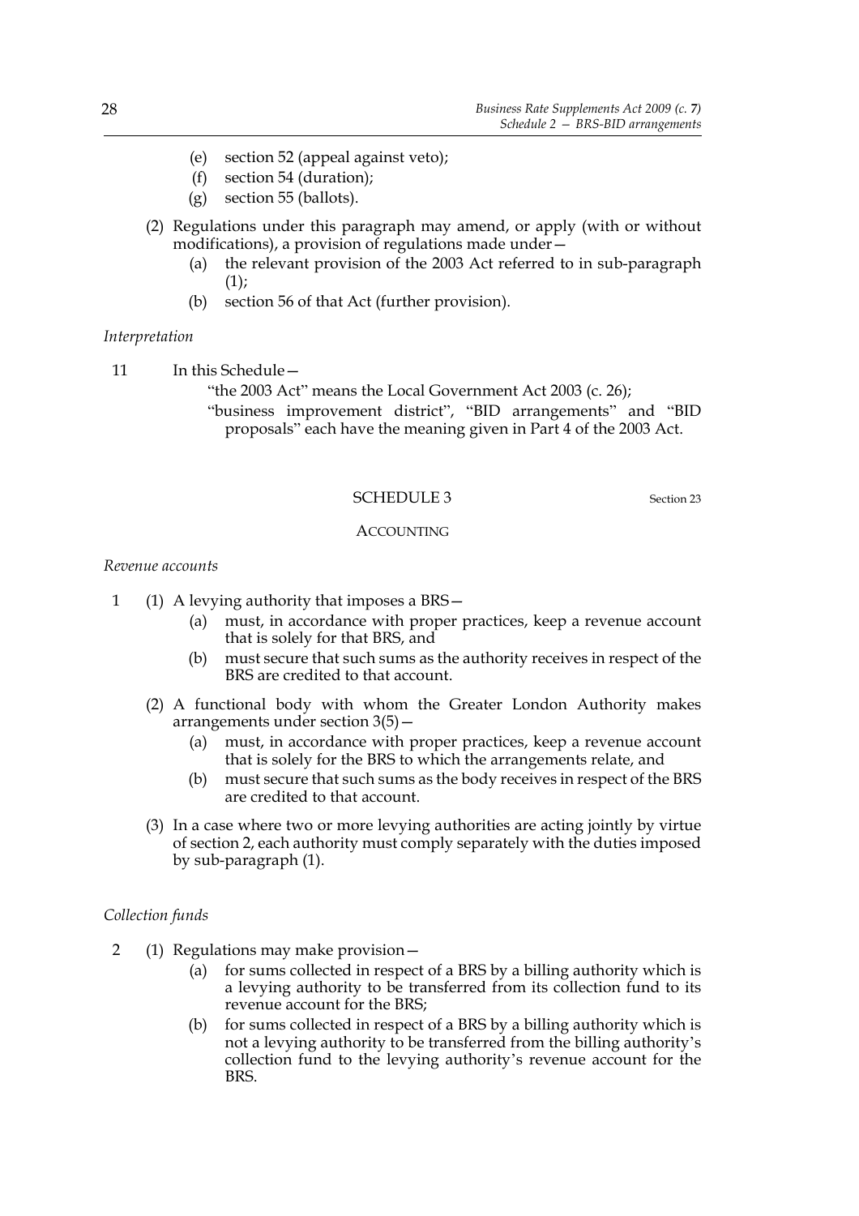- (e) section 52 (appeal against veto);
- (f) section 54 (duration);
- (g) section 55 (ballots).

(2) Regulations under this paragraph may amend, or apply (with or without modifications), a provision of regulations made under—

- (a) the relevant provision of the 2003 Act referred to in sub-paragraph (1);
- (b) section 56 of that Act (further provision).

*Interpretation*

11 In this Schedule—

"the 2003 Act" means the Local Government Act 2003 (c. 26);

"business improvement district", "BID arrangements" and "BID proposals" each have the meaning given in Part 4 of the 2003 Act.

## SCHEDULE 3

Section 23

### ACCOUNTING

*Revenue accounts*

1 (1) A levying authority that imposes a BRS—

- (a) must, in accordance with proper practices, keep a revenue account that is solely for that BRS, and
- (b) must secure that such sums as the authority receives in respect of the BRS are credited to that account.

(2) A functional body with whom the Greater London Authority makes arrangements under section 3(5)—

- (a) must, in accordance with proper practices, keep a revenue account that is solely for the BRS to which the arrangements relate, and
- (b) must secure that such sums as the body receives in respect of the BRS are credited to that account.

(3) In a case where two or more levying authorities are acting jointly by virtue of section 2, each authority must comply separately with the duties imposed by sub-paragraph (1).

*Collection funds*

2 (1) Regulations may make provision—

- (a) for sums collected in respect of a BRS by a billing authority which is a levying authority to be transferred from its collection fund to its revenue account for the BRS;
- (b) for sums collected in respect of a BRS by a billing authority which is not a levying authority to be transferred from the billing authority's collection fund to the levying authority's revenue account for the BRS.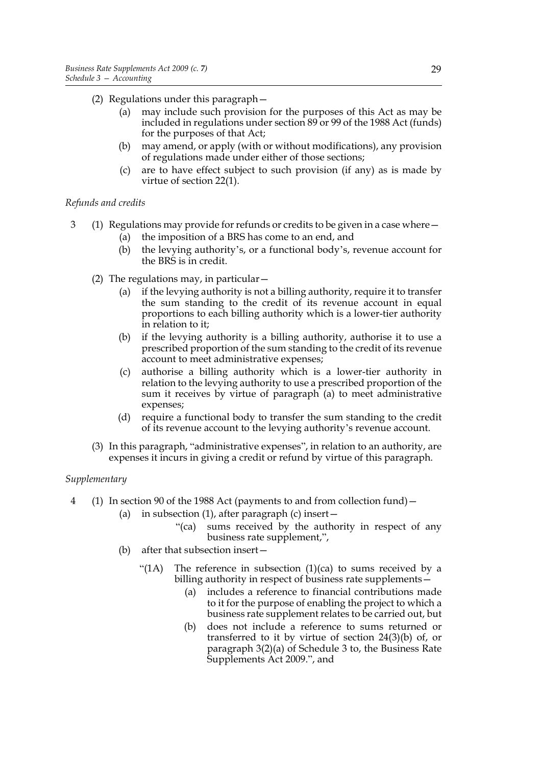(2) Regulations under this paragraph—

(a) may include such provision for the purposes of this Act as may be included in regulations under section 89 or 99 of the 1988 Act (funds) for the purposes of that Act;

(b) may amend, or apply (with or without modifications), any provision of regulations made under either of those sections;

(c) are to have effect subject to such provision (if any) as is made by virtue of section 22(1).

*Refunds and credits*

3 (1) Regulations may provide for refunds or credits to be given in a case where—

(a) the imposition of a BRS has come to an end, and

(b) the levying authority's, or a functional body's, revenue account for the BRS is in credit.

(2) The regulations may, in particular—

(a) if the levying authority is not a billing authority, require it to transfer the sum standing to the credit of its revenue account in equal proportions to each billing authority which is a lower-tier authority in relation to it;

(b) if the levying authority is a billing authority, authorise it to use a prescribed proportion of the sum standing to the credit of its revenue account to meet administrative expenses;

(c) authorise a billing authority which is a lower-tier authority in relation to the levying authority to use a prescribed proportion of the sum it receives by virtue of paragraph (a) to meet administrative expenses;

(d) require a functional body to transfer the sum standing to the credit of its revenue account to the levying authority's revenue account.

(3) In this paragraph, "administrative expenses", in relation to an authority, are expenses it incurs in giving a credit or refund by virtue of this paragraph.

*Supplementary*

4 (1) In section 90 of the 1988 Act (payments to and from collection fund)—

(a) in subsection (1), after paragraph (c) insert—

"(ca) sums received by the authority in respect of any business rate supplement,",

(b) after that subsection insert—

"(1A) The reference in subsection (1)(ca) to sums received by a billing authority in respect of business rate supplements—

(a) includes a reference to financial contributions made to it for the purpose of enabling the project to which a business rate supplement relates to be carried out, but

(b) does not include a reference to sums returned or transferred to it by virtue of section 24(3)(b) of, or paragraph 3(2)(a) of Schedule 3 to, the Business Rate Supplements Act 2009.", and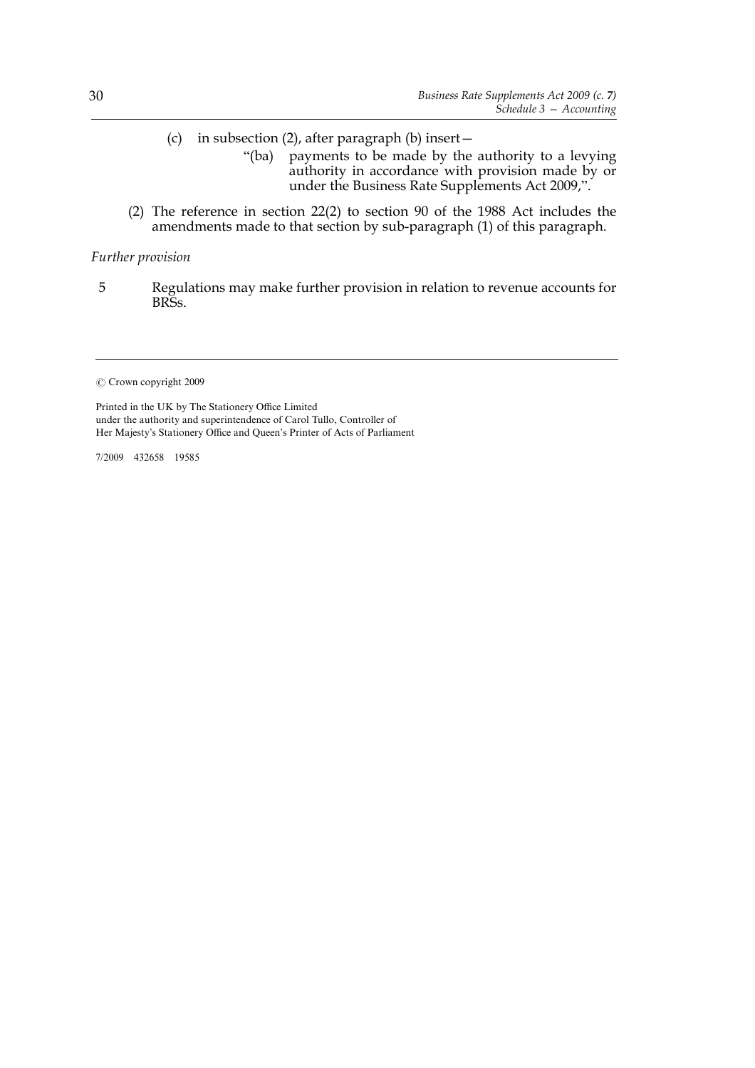(c) in subsection (2), after paragraph (b) insert—

"(ba) payments to be made by the authority to a levying authority in accordance with provision made by or under the Business Rate Supplements Act 2009,".

(2) The reference in section 22(2) to section 90 of the 1988 Act includes the amendments made to that section by sub-paragraph (1) of this paragraph.

*Further provision*

5 Regulations may make further provision in relation to revenue accounts for BRSs.

---

© Crown copyright 2009

Printed in the UK by The Stationery Office Limited
under the authority and superintendence of Carol Tullo, Controller of
Her Majesty's Stationery Office and Queen's Printer of Acts of Parliament

7/2009 432658 19585